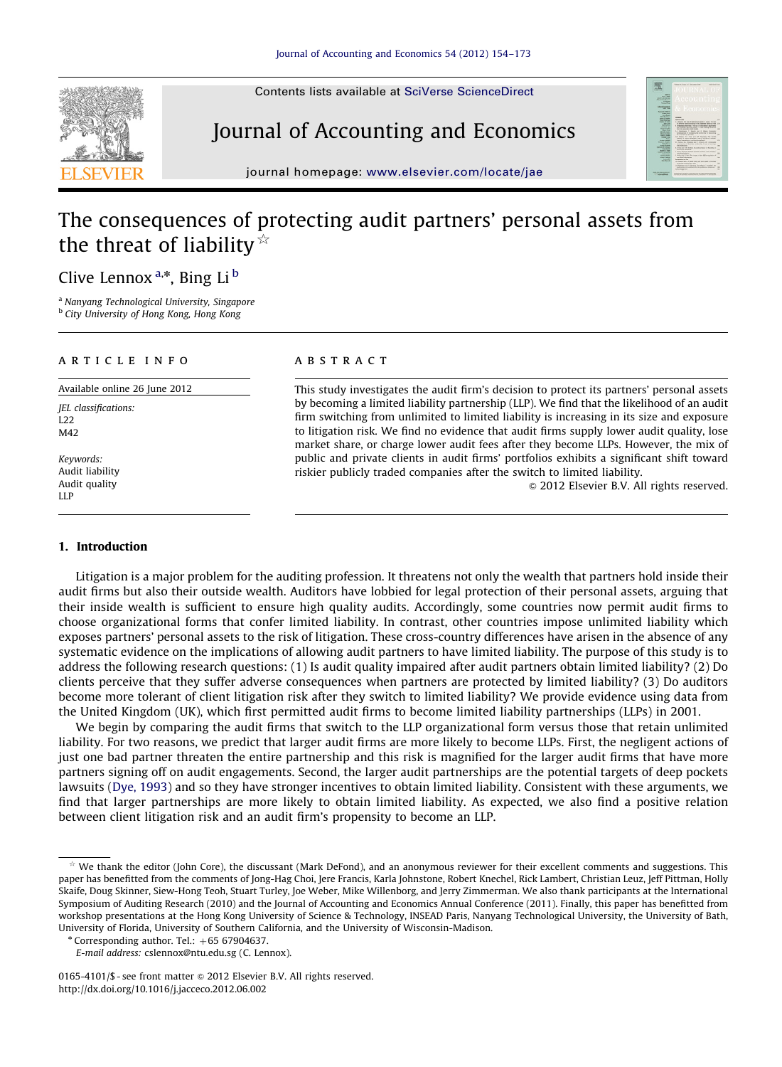# The consequences of protecting audit partners' personal assets from the threat of liability ☆

Clive Lennox [a,*], Bing Li [b]

[a] Nanyang Technological University, Singapore

[b] City University of Hong Kong, Hong Kong

## ARTICLE INFO

Available online 26 June 2012

*JEL classifications:*
L22
M42

*Keywords:*
Audit liability
Audit quality
LLP

## ABSTRACT

This study investigates the audit firm's decision to protect its partners' personal assets by becoming a limited liability partnership (LLP). We find that the likelihood of an audit firm switching from unlimited to limited liability is increasing in its size and exposure to litigation risk. We find no evidence that audit firms supply lower audit quality, lose market share, or charge lower audit fees after they become LLPs. However, the mix of public and private clients in audit firms' portfolios exhibits a significant shift toward riskier publicly traded companies after the switch to limited liability.

© 2012 Elsevier B.V. All rights reserved.

## 1. Introduction

Litigation is a major problem for the auditing profession. It threatens not only the wealth that partners hold inside their audit firms but also their outside wealth. Auditors have lobbied for legal protection of their personal assets, arguing that their inside wealth is sufficient to ensure high quality audits. Accordingly, some countries now permit audit firms to choose organizational forms that confer limited liability. In contrast, other countries impose unlimited liability which exposes partners' personal assets to the risk of litigation. These cross-country differences have arisen in the absence of any systematic evidence on the implications of allowing audit partners to have limited liability. The purpose of this study is to address the following research questions: (1) Is audit quality impaired after audit partners obtain limited liability? (2) Do clients perceive that they suffer adverse consequences when partners are protected by limited liability? (3) Do auditors become more tolerant of client litigation risk after they switch to limited liability? We provide evidence using data from the United Kingdom (UK), which first permitted audit firms to become limited liability partnerships (LLPs) in 2001.

We begin by comparing the audit firms that switch to the LLP organizational form versus those that retain unlimited liability. For two reasons, we predict that larger audit firms are more likely to become LLPs. First, the negligent actions of just one bad partner threaten the entire partnership and this risk is magnified for the larger audit firms that have more partners signing off on audit engagements. Second, the larger audit partnerships are the potential targets of deep pockets lawsuits (Dye, 1993) and so they have stronger incentives to obtain limited liability. Consistent with these arguments, we find that larger partnerships are more likely to obtain limited liability. As expected, we also find a positive relation between client litigation risk and an audit firm's propensity to become an LLP.

---

☆ We thank the editor (John Core), the discussant (Mark DeFond), and an anonymous reviewer for their excellent comments and suggestions. This paper has benefitted from the comments of Jong-Hag Choi, Jere Francis, Karla Johnstone, Robert Knechel, Rick Lambert, Christian Leuz, Jeff Pittman, Holly Skaife, Doug Skinner, Siew-Hong Teoh, Stuart Turley, Joe Weber, Mike Willenborg, and Jerry Zimmerman. We also thank participants at the International Symposium of Auditing Research (2010) and the Journal of Accounting and Economics Annual Conference (2011). Finally, this paper has benefitted from workshop presentations at the Hong Kong University of Science & Technology, INSEAD Paris, Nanyang Technological University, the University of Bath, University of Florida, University of Southern California, and the University of Wisconsin-Madison.

\* Corresponding author. Tel.: +65 67904637.
*E-mail address:* cslennox@ntu.edu.sg (C. Lennox).

0165-4101/$ - see front matter © 2012 Elsevier B.V. All rights reserved.
http://dx.doi.org/10.1016/j.jacceco.2012.06.002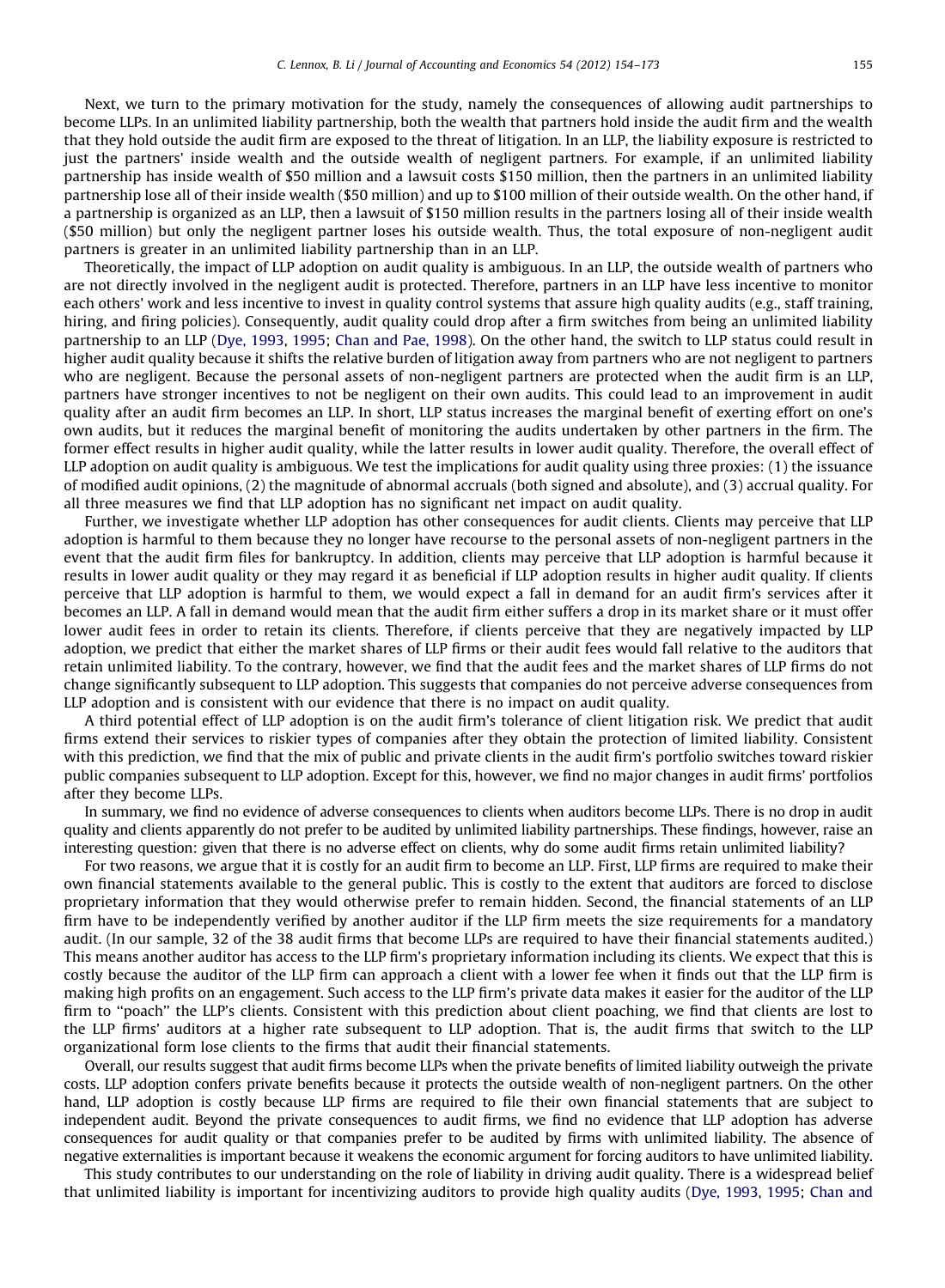Next, we turn to the primary motivation for the study, namely the consequences of allowing audit partnerships to become LLPs. In an unlimited liability partnership, both the wealth that partners hold inside the audit firm and the wealth that they hold outside the audit firm are exposed to the threat of litigation. In an LLP, the liability exposure is restricted to just the partners' inside wealth and the outside wealth of negligent partners. For example, if an unlimited liability partnership has inside wealth of $50 million and a lawsuit costs $150 million, then the partners in an unlimited liability partnership lose all of their inside wealth ($50 million) and up to $100 million of their outside wealth. On the other hand, if a partnership is organized as an LLP, then a lawsuit of $150 million results in the partners losing all of their inside wealth ($50 million) but only the negligent partner loses his outside wealth. Thus, the total exposure of non-negligent audit partners is greater in an unlimited liability partnership than in an LLP.

Theoretically, the impact of LLP adoption on audit quality is ambiguous. In an LLP, the outside wealth of partners who are not directly involved in the negligent audit is protected. Therefore, partners in an LLP have less incentive to monitor each others' work and less incentive to invest in quality control systems that assure high quality audits (e.g., staff training, hiring, and firing policies). Consequently, audit quality could drop after a firm switches from being an unlimited liability partnership to an LLP (Dye, 1993, 1995; Chan and Pae, 1998). On the other hand, the switch to LLP status could result in higher audit quality because it shifts the relative burden of litigation away from partners who are not negligent to partners who are negligent. Because the personal assets of non-negligent partners are protected when the audit firm is an LLP, partners have stronger incentives to not be negligent on their own audits. This could lead to an improvement in audit quality after an audit firm becomes an LLP. In short, LLP status increases the marginal benefit of exerting effort on one's own audits, but it reduces the marginal benefit of monitoring the audits undertaken by other partners in the firm. The former effect results in higher audit quality, while the latter results in lower audit quality. Therefore, the overall effect of LLP adoption on audit quality is ambiguous. We test the implications for audit quality using three proxies: (1) the issuance of modified audit opinions, (2) the magnitude of abnormal accruals (both signed and absolute), and (3) accrual quality. For all three measures we find that LLP adoption has no significant net impact on audit quality.

Further, we investigate whether LLP adoption has other consequences for audit clients. Clients may perceive that LLP adoption is harmful to them because they no longer have recourse to the personal assets of non-negligent partners in the event that the audit firm files for bankruptcy. In addition, clients may perceive that LLP adoption is harmful because it results in lower audit quality or they may regard it as beneficial if LLP adoption results in higher audit quality. If clients perceive that LLP adoption is harmful to them, we would expect a fall in demand for an audit firm's services after it becomes an LLP. A fall in demand would mean that the audit firm either suffers a drop in its market share or it must offer lower audit fees in order to retain its clients. Therefore, if clients perceive that they are negatively impacted by LLP adoption, we predict that either the market shares of LLP firms or their audit fees would fall relative to the auditors that retain unlimited liability. To the contrary, however, we find that the audit fees and the market shares of LLP firms do not change significantly subsequent to LLP adoption. This suggests that companies do not perceive adverse consequences from LLP adoption and is consistent with our evidence that there is no impact on audit quality.

A third potential effect of LLP adoption is on the audit firm's tolerance of client litigation risk. We predict that audit firms extend their services to riskier types of companies after they obtain the protection of limited liability. Consistent with this prediction, we find that the mix of public and private clients in the audit firm's portfolio switches toward riskier public companies subsequent to LLP adoption. Except for this, however, we find no major changes in audit firms' portfolios after they become LLPs.

In summary, we find no evidence of adverse consequences to clients when auditors become LLPs. There is no drop in audit quality and clients apparently do not prefer to be audited by unlimited liability partnerships. These findings, however, raise an interesting question: given that there is no adverse effect on clients, why do some audit firms retain unlimited liability?

For two reasons, we argue that it is costly for an audit firm to become an LLP. First, LLP firms are required to make their own financial statements available to the general public. This is costly to the extent that auditors are forced to disclose proprietary information that they would otherwise prefer to remain hidden. Second, the financial statements of an LLP firm have to be independently verified by another auditor if the LLP firm meets the size requirements for a mandatory audit. (In our sample, 32 of the 38 audit firms that become LLPs are required to have their financial statements audited.) This means another auditor has access to the LLP firm's proprietary information including its clients. We expect that this is costly because the auditor of the LLP firm can approach a client with a lower fee when it finds out that the LLP firm is making high profits on an engagement. Such access to the LLP firm's private data makes it easier for the auditor of the LLP firm to "poach" the LLP's clients. Consistent with this prediction about client poaching, we find that clients are lost to the LLP firms' auditors at a higher rate subsequent to LLP adoption. That is, the audit firms that switch to the LLP organizational form lose clients to the firms that audit their financial statements.

Overall, our results suggest that audit firms become LLPs when the private benefits of limited liability outweigh the private costs. LLP adoption confers private benefits because it protects the outside wealth of non-negligent partners. On the other hand, LLP adoption is costly because LLP firms are required to file their own financial statements that are subject to independent audit. Beyond the private consequences to audit firms, we find no evidence that LLP adoption has adverse consequences for audit quality or that companies prefer to be audited by firms with unlimited liability. The absence of negative externalities is important because it weakens the economic argument for forcing auditors to have unlimited liability.

This study contributes to our understanding on the role of liability in driving audit quality. There is a widespread belief that unlimited liability is important for incentivizing auditors to provide high quality audits (Dye, 1993, 1995; Chan and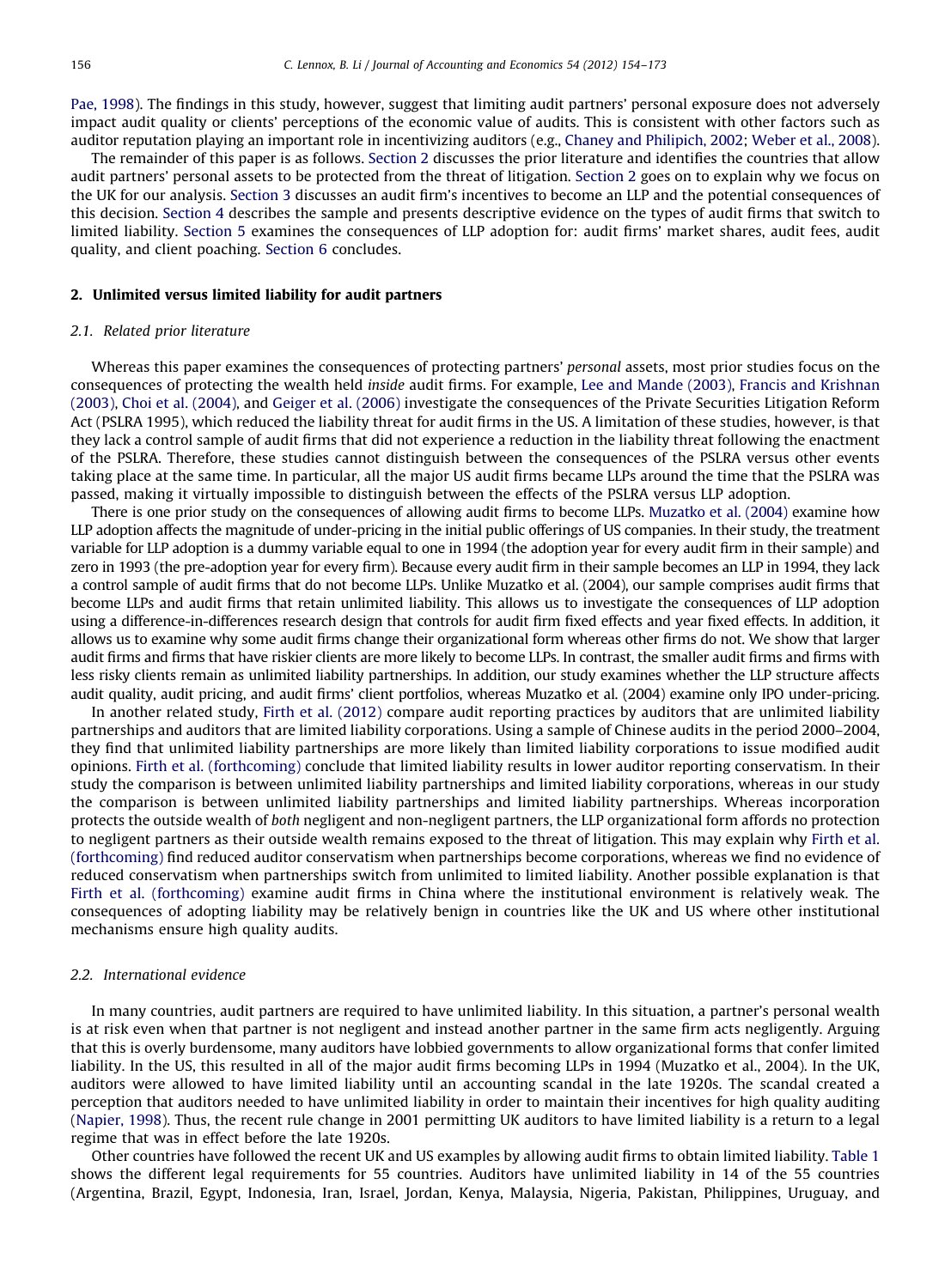Pae, 1998). The findings in this study, however, suggest that limiting audit partners' personal exposure does not adversely impact audit quality or clients' perceptions of the economic value of audits. This is consistent with other factors such as auditor reputation playing an important role in incentivizing auditors (e.g., Chaney and Philipich, 2002; Weber et al., 2008).

The remainder of this paper is as follows. Section 2 discusses the prior literature and identifies the countries that allow audit partners' personal assets to be protected from the threat of litigation. Section 2 goes on to explain why we focus on the UK for our analysis. Section 3 discusses an audit firm's incentives to become an LLP and the potential consequences of this decision. Section 4 describes the sample and presents descriptive evidence on the types of audit firms that switch to limited liability. Section 5 examines the consequences of LLP adoption for: audit firms' market shares, audit fees, audit quality, and client poaching. Section 6 concludes.

## 2. Unlimited versus limited liability for audit partners

### 2.1. Related prior literature

Whereas this paper examines the consequences of protecting partners' *personal* assets, most prior studies focus on the consequences of protecting the wealth held *inside* audit firms. For example, Lee and Mande (2003), Francis and Krishnan (2003), Choi et al. (2004), and Geiger et al. (2006) investigate the consequences of the Private Securities Litigation Reform Act (PSLRA 1995), which reduced the liability threat for audit firms in the US. A limitation of these studies, however, is that they lack a control sample of audit firms that did not experience a reduction in the liability threat following the enactment of the PSLRA. Therefore, these studies cannot distinguish between the consequences of the PSLRA versus other events taking place at the same time. In particular, all the major US audit firms became LLPs around the time that the PSLRA was passed, making it virtually impossible to distinguish between the effects of the PSLRA versus LLP adoption.

There is one prior study on the consequences of allowing audit firms to become LLPs. Muzatko et al. (2004) examine how LLP adoption affects the magnitude of under-pricing in the initial public offerings of US companies. In their study, the treatment variable for LLP adoption is a dummy variable equal to one in 1994 (the adoption year for every audit firm in their sample) and zero in 1993 (the pre-adoption year for every firm). Because every audit firm in their sample becomes an LLP in 1994, they lack a control sample of audit firms that do not become LLPs. Unlike Muzatko et al. (2004), our sample comprises audit firms that become LLPs and audit firms that retain unlimited liability. This allows us to investigate the consequences of LLP adoption using a difference-in-differences research design that controls for audit firm fixed effects and year fixed effects. In addition, it allows us to examine why some audit firms change their organizational form whereas other firms do not. We show that larger audit firms and firms that have riskier clients are more likely to become LLPs. In contrast, the smaller audit firms and firms with less risky clients remain as unlimited liability partnerships. In addition, our study examines whether the LLP structure affects audit quality, audit pricing, and audit firms' client portfolios, whereas Muzatko et al. (2004) examine only IPO under-pricing.

In another related study, Firth et al. (2012) compare audit reporting practices by auditors that are unlimited liability partnerships and auditors that are limited liability corporations. Using a sample of Chinese audits in the period 2000–2004, they find that unlimited liability partnerships are more likely than limited liability corporations to issue modified audit opinions. Firth et al. (forthcoming) conclude that limited liability results in lower auditor reporting conservatism. In their study the comparison is between unlimited liability partnerships and limited liability corporations, whereas in our study the comparison is between unlimited liability partnerships and limited liability partnerships. Whereas incorporation protects the outside wealth of *both* negligent and non-negligent partners, the LLP organizational form affords no protection to negligent partners as their outside wealth remains exposed to the threat of litigation. This may explain why Firth et al. (forthcoming) find reduced auditor conservatism when partnerships become corporations, whereas we find no evidence of reduced conservatism when partnerships switch from unlimited to limited liability. Another possible explanation is that Firth et al. (forthcoming) examine audit firms in China where the institutional environment is relatively weak. The consequences of adopting liability may be relatively benign in countries like the UK and US where other institutional mechanisms ensure high quality audits.

### 2.2. International evidence

In many countries, audit partners are required to have unlimited liability. In this situation, a partner's personal wealth is at risk even when that partner is not negligent and instead another partner in the same firm acts negligently. Arguing that this is overly burdensome, many auditors have lobbied governments to allow organizational forms that confer limited liability. In the US, this resulted in all of the major audit firms becoming LLPs in 1994 (Muzatko et al., 2004). In the UK, auditors were allowed to have limited liability until an accounting scandal in the late 1920s. The scandal created a perception that auditors needed to have unlimited liability in order to maintain their incentives for high quality auditing (Napier, 1998). Thus, the recent rule change in 2001 permitting UK auditors to have limited liability is a return to a legal regime that was in effect before the late 1920s.

Other countries have followed the recent UK and US examples by allowing audit firms to obtain limited liability. Table 1 shows the different legal requirements for 55 countries. Auditors have unlimited liability in 14 of the 55 countries (Argentina, Brazil, Egypt, Indonesia, Iran, Israel, Jordan, Kenya, Malaysia, Nigeria, Pakistan, Philippines, Uruguay, and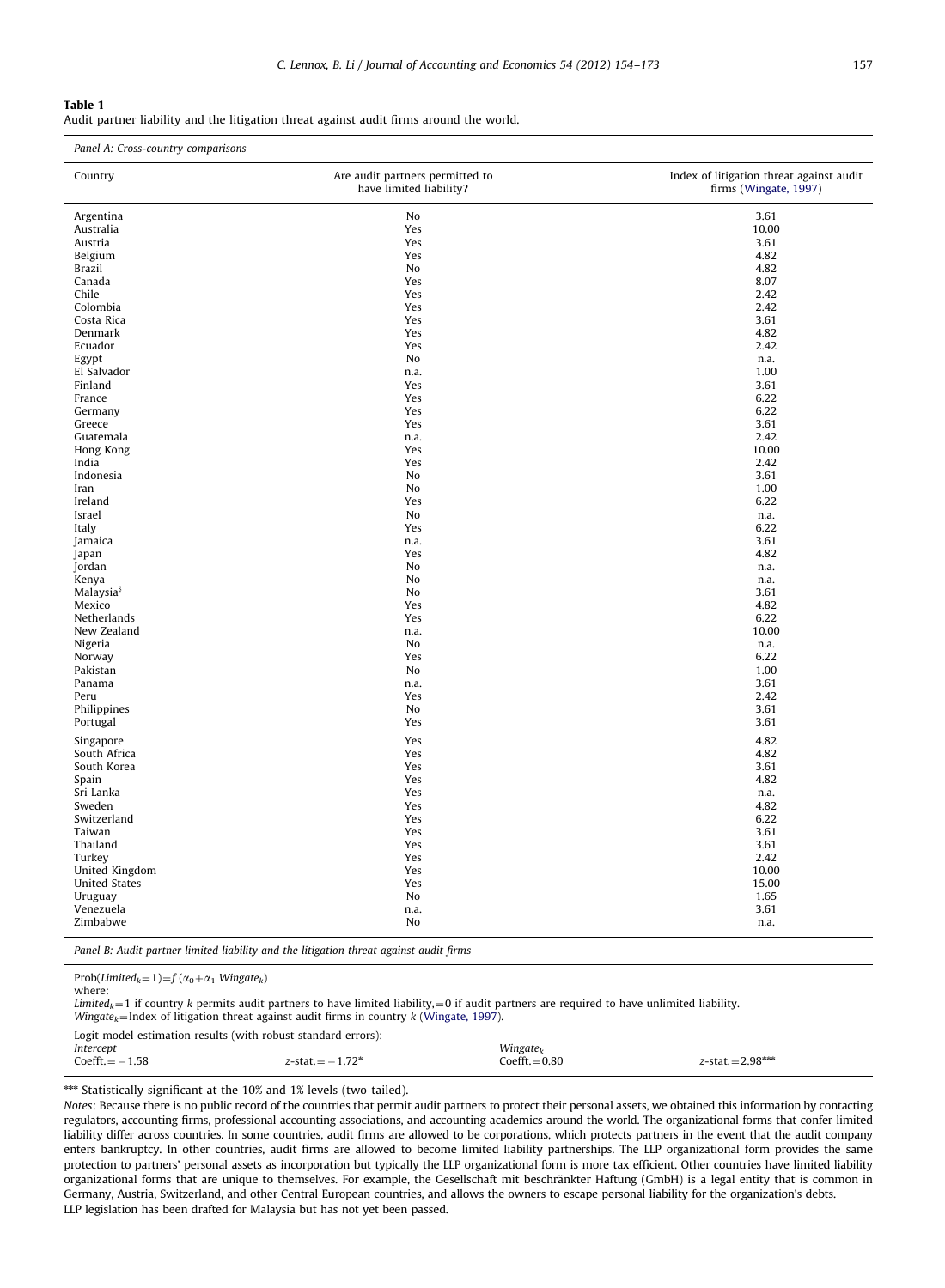**Table 1**
Audit partner liability and the litigation threat against audit firms around the world.

*Panel A: Cross-country comparisons*

| Country | Are audit partners permitted to have limited liability? | Index of litigation threat against audit firms (Wingate, 1997) |
|---|---|---|
| Argentina | No | 3.61 |
| Australia | Yes | 10.00 |
| Austria | Yes | 3.61 |
| Belgium | Yes | 4.82 |
| Brazil | No | 4.82 |
| Canada | Yes | 8.07 |
| Chile | Yes | 2.42 |
| Colombia | Yes | 2.42 |
| Costa Rica | Yes | 3.61 |
| Denmark | Yes | 4.82 |
| Ecuador | Yes | 2.42 |
| Egypt | No | n.a. |
| El Salvador | n.a. | 1.00 |
| Finland | Yes | 3.61 |
| France | Yes | 6.22 |
| Germany | Yes | 6.22 |
| Greece | Yes | 3.61 |
| Guatemala | n.a. | 2.42 |
| Hong Kong | Yes | 10.00 |
| India | Yes | 2.42 |
| Indonesia | No | 3.61 |
| Iran | No | 1.00 |
| Ireland | Yes | 6.22 |
| Israel | No | n.a. |
| Italy | Yes | 6.22 |
| Jamaica | n.a. | 3.61 |
| Japan | Yes | 4.82 |
| Jordan | No | n.a. |
| Kenya | No | n.a. |
| Malaysia[§] | No | 3.61 |
| Mexico | Yes | 4.82 |
| Netherlands | Yes | 6.22 |
| New Zealand | n.a. | 10.00 |
| Nigeria | No | n.a. |
| Norway | Yes | 6.22 |
| Pakistan | No | 1.00 |
| Panama | n.a. | 3.61 |
| Peru | Yes | 2.42 |
| Philippines | No | 3.61 |
| Portugal | Yes | 3.61 |
| Singapore | Yes | 4.82 |
| South Africa | Yes | 4.82 |
| South Korea | Yes | 3.61 |
| Spain | Yes | 4.82 |
| Sri Lanka | Yes | n.a. |
| Sweden | Yes | 4.82 |
| Switzerland | Yes | 6.22 |
| Taiwan | Yes | 3.61 |
| Thailand | Yes | 3.61 |
| Turkey | Yes | 2.42 |
| United Kingdom | Yes | 10.00 |
| United States | Yes | 15.00 |
| Uruguay | No | 1.65 |
| Venezuela | n.a. | 3.61 |
| Zimbabwe | No | n.a. |

*Panel B: Audit partner limited liability and the litigation threat against audit firms*

$\text{Prob}(Limited_k=1)=f(\alpha_0+\alpha_1\ Wingate_k)$

where:

$Limited_k=1$ if country $k$ permits audit partners to have limited liability, $=0$ if audit partners are required to have unlimited liability.

$Wingate_k$ = Index of litigation threat against audit firms in country $k$ (Wingate, 1997).

Logit model estimation results (with robust standard errors):

| *Intercept* | | $Wingate_k$ | |
|---|---|---|---|
| Coefft. = −1.58 | z-stat. = −1.72* | Coefft. = 0.80 | z-stat. = 2.98*** |

*** Statistically significant at the 10% and 1% levels (two-tailed).

*Notes*: Because there is no public record of the countries that permit audit partners to protect their personal assets, we obtained this information by contacting regulators, accounting firms, professional accounting associations, and accounting academics around the world. The organizational forms that confer limited liability differ across countries. In some countries, audit firms are allowed to be corporations, which protects partners in the event that the audit company enters bankruptcy. In other countries, audit firms are allowed to become limited liability partnerships. The LLP organizational form provides the same protection to partners' personal assets as incorporation but typically the LLP organizational form is more tax efficient. Other countries have limited liability organizational forms that are unique to themselves. For example, the Gesellschaft mit beschränkter Haftung (GmbH) is a legal entity that is common in Germany, Austria, Switzerland, and other Central European countries, and allows the owners to escape personal liability for the organization's debts.

LLP legislation has been drafted for Malaysia but has not yet been passed.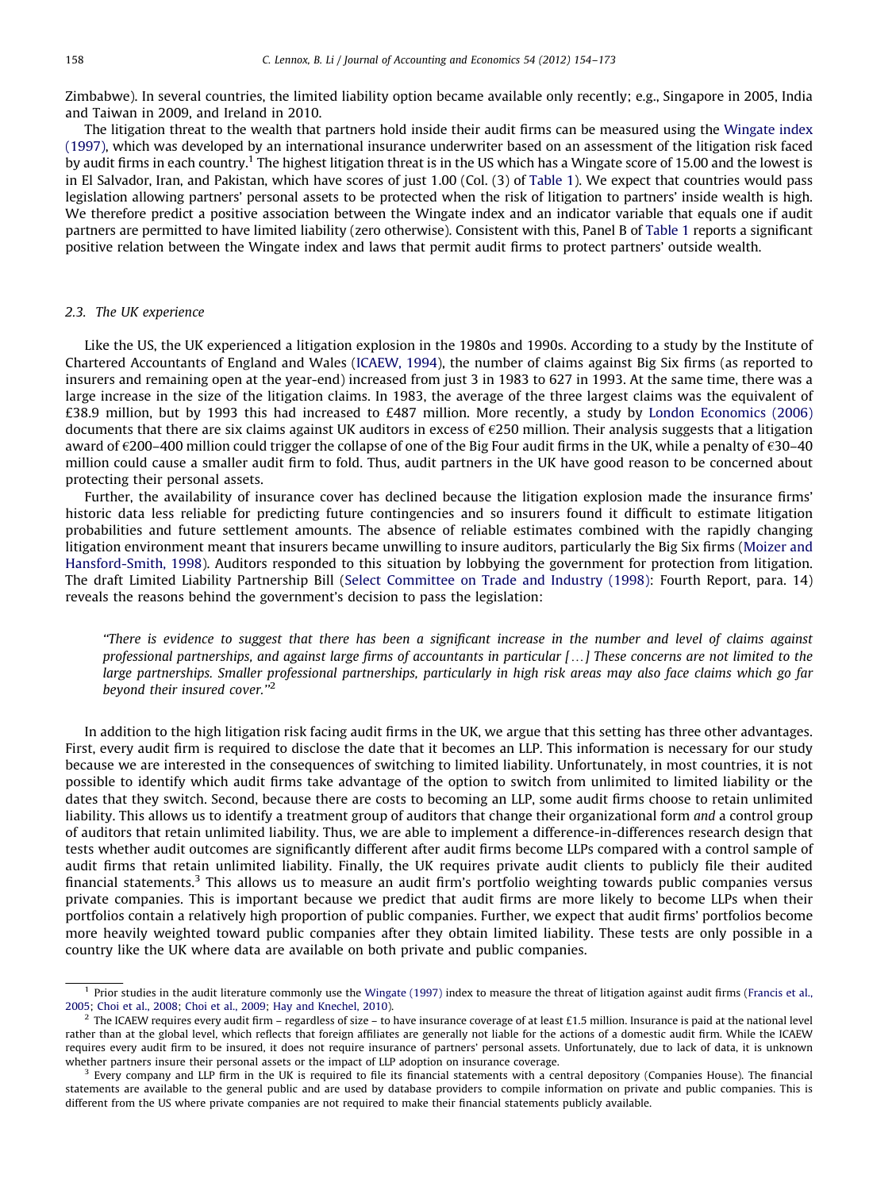Zimbabwe). In several countries, the limited liability option became available only recently; e.g., Singapore in 2005, India and Taiwan in 2009, and Ireland in 2010.

The litigation threat to the wealth that partners hold inside their audit firms can be measured using the Wingate index (1997), which was developed by an international insurance underwriter based on an assessment of the litigation risk faced by audit firms in each country.[1] The highest litigation threat is in the US which has a Wingate score of 15.00 and the lowest is in El Salvador, Iran, and Pakistan, which have scores of just 1.00 (Col. (3) of Table 1). We expect that countries would pass legislation allowing partners' personal assets to be protected when the risk of litigation to partners' inside wealth is high. We therefore predict a positive association between the Wingate index and an indicator variable that equals one if audit partners are permitted to have limited liability (zero otherwise). Consistent with this, Panel B of Table 1 reports a significant positive relation between the Wingate index and laws that permit audit firms to protect partners' outside wealth.

### 2.3. The UK experience

Like the US, the UK experienced a litigation explosion in the 1980s and 1990s. According to a study by the Institute of Chartered Accountants of England and Wales (ICAEW, 1994), the number of claims against Big Six firms (as reported to insurers and remaining open at the year-end) increased from just 3 in 1983 to 627 in 1993. At the same time, there was a large increase in the size of the litigation claims. In 1983, the average of the three largest claims was the equivalent of £38.9 million, but by 1993 this had increased to £487 million. More recently, a study by London Economics (2006) documents that there are six claims against UK auditors in excess of €250 million. Their analysis suggests that a litigation award of €200–400 million could trigger the collapse of one of the Big Four audit firms in the UK, while a penalty of €30–40 million could cause a smaller audit firm to fold. Thus, audit partners in the UK have good reason to be concerned about protecting their personal assets.

Further, the availability of insurance cover has declined because the litigation explosion made the insurance firms' historic data less reliable for predicting future contingencies and so insurers found it difficult to estimate litigation probabilities and future settlement amounts. The absence of reliable estimates combined with the rapidly changing litigation environment meant that insurers became unwilling to insure auditors, particularly the Big Six firms (Moizer and Hansford-Smith, 1998). Auditors responded to this situation by lobbying the government for protection from litigation. The draft Limited Liability Partnership Bill (Select Committee on Trade and Industry (1998): Fourth Report, para. 14) reveals the reasons behind the government's decision to pass the legislation:

> *"There is evidence to suggest that there has been a significant increase in the number and level of claims against professional partnerships, and against large firms of accountants in particular [...] These concerns are not limited to the large partnerships. Smaller professional partnerships, particularly in high risk areas may also face claims which go far beyond their insured cover."*[2]

In addition to the high litigation risk facing audit firms in the UK, we argue that this setting has three other advantages. First, every audit firm is required to disclose the date that it becomes an LLP. This information is necessary for our study because we are interested in the consequences of switching to limited liability. Unfortunately, in most countries, it is not possible to identify which audit firms take advantage of the option to switch from unlimited to limited liability or the dates that they switch. Second, because there are costs to becoming an LLP, some audit firms choose to retain unlimited liability. This allows us to identify a treatment group of auditors that change their organizational form *and* a control group of auditors that retain unlimited liability. Thus, we are able to implement a difference-in-differences research design that tests whether audit outcomes are significantly different after audit firms become LLPs compared with a control sample of audit firms that retain unlimited liability. Finally, the UK requires private audit clients to publicly file their audited financial statements.[3] This allows us to measure an audit firm's portfolio weighting towards public companies versus private companies. This is important because we predict that audit firms are more likely to become LLPs when their portfolios contain a relatively high proportion of public companies. Further, we expect that audit firms' portfolios become more heavily weighted toward public companies after they obtain limited liability. These tests are only possible in a country like the UK where data are available on both private and public companies.

---

[1] Prior studies in the audit literature commonly use the Wingate (1997) index to measure the threat of litigation against audit firms (Francis et al., 2005; Choi et al., 2008; Choi et al., 2009; Hay and Knechel, 2010).

[2] The ICAEW requires every audit firm – regardless of size – to have insurance coverage of at least £1.5 million. Insurance is paid at the national level rather than at the global level, which reflects that foreign affiliates are generally not liable for the actions of a domestic audit firm. While the ICAEW requires every audit firm to be insured, it does not require insurance of partners' personal assets. Unfortunately, due to lack of data, it is unknown whether partners insure their personal assets or the impact of LLP adoption on insurance coverage.

[3] Every company and LLP firm in the UK is required to file its financial statements with a central depository (Companies House). The financial statements are available to the general public and are used by database providers to compile information on private and public companies. This is different from the US where private companies are not required to make their financial statements publicly available.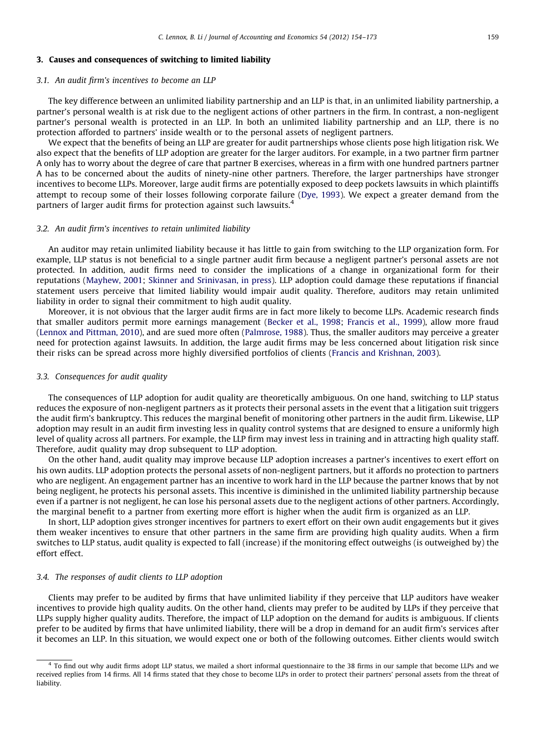## 3. Causes and consequences of switching to limited liability

### 3.1. An audit firm's incentives to become an LLP

The key difference between an unlimited liability partnership and an LLP is that, in an unlimited liability partnership, a partner's personal wealth is at risk due to the negligent actions of other partners in the firm. In contrast, a non-negligent partner's personal wealth is protected in an LLP. In both an unlimited liability partnership and an LLP, there is no protection afforded to partners' inside wealth or to the personal assets of negligent partners.

We expect that the benefits of being an LLP are greater for audit partnerships whose clients pose high litigation risk. We also expect that the benefits of LLP adoption are greater for the larger auditors. For example, in a two partner firm partner A only has to worry about the degree of care that partner B exercises, whereas in a firm with one hundred partners partner A has to be concerned about the audits of ninety-nine other partners. Therefore, the larger partnerships have stronger incentives to become LLPs. Moreover, large audit firms are potentially exposed to deep pockets lawsuits in which plaintiffs attempt to recoup some of their losses following corporate failure (Dye, 1993). We expect a greater demand from the partners of larger audit firms for protection against such lawsuits.[4]

### 3.2. An audit firm's incentives to retain unlimited liability

An auditor may retain unlimited liability because it has little to gain from switching to the LLP organization form. For example, LLP status is not beneficial to a single partner audit firm because a negligent partner's personal assets are not protected. In addition, audit firms need to consider the implications of a change in organizational form for their reputations (Mayhew, 2001; Skinner and Srinivasan, in press). LLP adoption could damage these reputations if financial statement users perceive that limited liability would impair audit quality. Therefore, auditors may retain unlimited liability in order to signal their commitment to high audit quality.

Moreover, it is not obvious that the larger audit firms are in fact more likely to become LLPs. Academic research finds that smaller auditors permit more earnings management (Becker et al., 1998; Francis et al., 1999), allow more fraud (Lennox and Pittman, 2010), and are sued more often (Palmrose, 1988). Thus, the smaller auditors may perceive a greater need for protection against lawsuits. In addition, the large audit firms may be less concerned about litigation risk since their risks can be spread across more highly diversified portfolios of clients (Francis and Krishnan, 2003).

### 3.3. Consequences for audit quality

The consequences of LLP adoption for audit quality are theoretically ambiguous. On one hand, switching to LLP status reduces the exposure of non-negligent partners as it protects their personal assets in the event that a litigation suit triggers the audit firm's bankruptcy. This reduces the marginal benefit of monitoring other partners in the audit firm. Likewise, LLP adoption may result in an audit firm investing less in quality control systems that are designed to ensure a uniformly high level of quality across all partners. For example, the LLP firm may invest less in training and in attracting high quality staff. Therefore, audit quality may drop subsequent to LLP adoption.

On the other hand, audit quality may improve because LLP adoption increases a partner's incentives to exert effort on his own audits. LLP adoption protects the personal assets of non-negligent partners, but it affords no protection to partners who are negligent. An engagement partner has an incentive to work hard in the LLP because the partner knows that by not being negligent, he protects his personal assets. This incentive is diminished in the unlimited liability partnership because even if a partner is not negligent, he can lose his personal assets due to the negligent actions of other partners. Accordingly, the marginal benefit to a partner from exerting more effort is higher when the audit firm is organized as an LLP.

In short, LLP adoption gives stronger incentives for partners to exert effort on their own audit engagements but it gives them weaker incentives to ensure that other partners in the same firm are providing high quality audits. When a firm switches to LLP status, audit quality is expected to fall (increase) if the monitoring effect outweighs (is outweighed by) the effort effect.

### 3.4. The responses of audit clients to LLP adoption

Clients may prefer to be audited by firms that have unlimited liability if they perceive that LLP auditors have weaker incentives to provide high quality audits. On the other hand, clients may prefer to be audited by LLPs if they perceive that LLPs supply higher quality audits. Therefore, the impact of LLP adoption on the demand for audits is ambiguous. If clients prefer to be audited by firms that have unlimited liability, there will be a drop in demand for an audit firm's services after it becomes an LLP. In this situation, we would expect one or both of the following outcomes. Either clients would switch

---

[4] To find out why audit firms adopt LLP status, we mailed a short informal questionnaire to the 38 firms in our sample that become LLPs and we received replies from 14 firms. All 14 firms stated that they chose to become LLPs in order to protect their partners' personal assets from the threat of liability.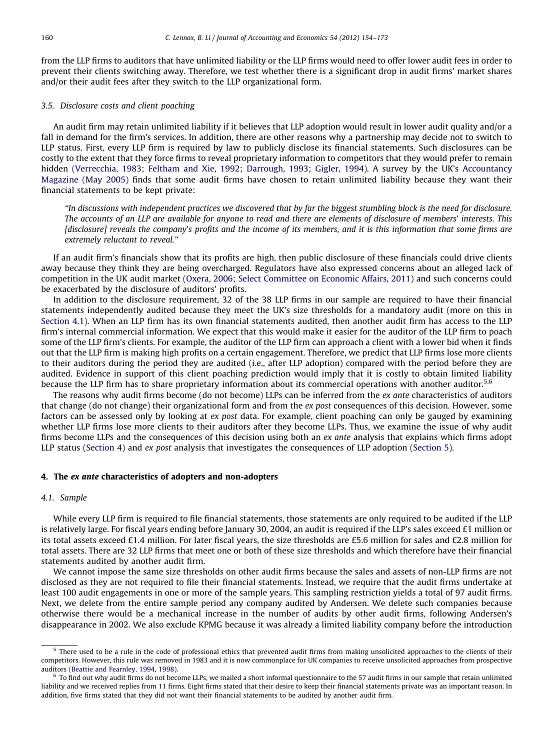from the LLP firms to auditors that have unlimited liability or the LLP firms would need to offer lower audit fees in order to prevent their clients switching away. Therefore, we test whether there is a significant drop in audit firms' market shares and/or their audit fees after they switch to the LLP organizational form.

### 3.5. Disclosure costs and client poaching

An audit firm may retain unlimited liability if it believes that LLP adoption would result in lower audit quality and/or a fall in demand for the firm's services. In addition, there are other reasons why a partnership may decide not to switch to LLP status. First, every LLP firm is required by law to publicly disclose its financial statements. Such disclosures can be costly to the extent that they force firms to reveal proprietary information to competitors that they would prefer to remain hidden (Verrecchia, 1983; Feltham and Xie, 1992; Darrough, 1993; Gigler, 1994). A survey by the UK's Accountancy Magazine (May 2005) finds that some audit firms have chosen to retain unlimited liability because they want their financial statements to be kept private:

> *''In discussions with independent practices we discovered that by far the biggest stumbling block is the need for disclosure. The accounts of an LLP are available for anyone to read and there are elements of disclosure of members' interests. This [disclosure] reveals the company's profits and the income of its members, and it is this information that some firms are extremely reluctant to reveal.''*

If an audit firm's financials show that its profits are high, then public disclosure of these financials could drive clients away because they think they are being overcharged. Regulators have also expressed concerns about an alleged lack of competition in the UK audit market (Oxera, 2006; Select Committee on Economic Affairs, 2011) and such concerns could be exacerbated by the disclosure of auditors' profits.

In addition to the disclosure requirement, 32 of the 38 LLP firms in our sample are required to have their financial statements independently audited because they meet the UK's size thresholds for a mandatory audit (more on this in Section 4.1). When an LLP firm has its own financial statements audited, then another audit firm has access to the LLP firm's internal commercial information. We expect that this would make it easier for the auditor of the LLP firm to poach some of the LLP firm's clients. For example, the auditor of the LLP firm can approach a client with a lower bid when it finds out that the LLP firm is making high profits on a certain engagement. Therefore, we predict that LLP firms lose more clients to their auditors during the period they are audited (i.e., after LLP adoption) compared with the period before they are audited. Evidence in support of this client poaching prediction would imply that it is costly to obtain limited liability because the LLP firm has to share proprietary information about its commercial operations with another auditor.[5,6]

The reasons why audit firms become (do not become) LLPs can be inferred from the *ex ante* characteristics of auditors that change (do not change) their organizational form and from the *ex post* consequences of this decision. However, some factors can be assessed only by looking at *ex post* data. For example, client poaching can only be gauged by examining whether LLP firms lose more clients to their auditors after they become LLPs. Thus, we examine the issue of why audit firms become LLPs and the consequences of this decision using both an *ex ante* analysis that explains which firms adopt LLP status (Section 4) and *ex post* analysis that investigates the consequences of LLP adoption (Section 5).

## 4. The *ex ante* characteristics of adopters and non-adopters

### 4.1. Sample

While every LLP firm is required to file financial statements, those statements are only required to be audited if the LLP is relatively large. For fiscal years ending before January 30, 2004, an audit is required if the LLP's sales exceed £1 million or its total assets exceed £1.4 million. For later fiscal years, the size thresholds are £5.6 million for sales and £2.8 million for total assets. There are 32 LLP firms that meet one or both of these size thresholds and which therefore have their financial statements audited by another audit firm.

We cannot impose the same size thresholds on other audit firms because the sales and assets of non-LLP firms are not disclosed as they are not required to file their financial statements. Instead, we require that the audit firms undertake at least 100 audit engagements in one or more of the sample years. This sampling restriction yields a total of 97 audit firms. Next, we delete from the entire sample period any company audited by Andersen. We delete such companies because otherwise there would be a mechanical increase in the number of audits by other audit firms, following Andersen's disappearance in 2002. We also exclude KPMG because it was already a limited liability company before the introduction

---

[5] There used to be a rule in the code of professional ethics that prevented audit firms from making unsolicited approaches to the clients of their competitors. However, this rule was removed in 1983 and it is now commonplace for UK companies to receive unsolicited approaches from prospective auditors (Beattie and Fearnley, 1994, 1998).

[6] To find out why audit firms do not become LLPs, we mailed a short informal questionnaire to the 57 audit firms in our sample that retain unlimited liability and we received replies from 11 firms. Eight firms stated that their desire to keep their financial statements private was an important reason. In addition, five firms stated that they did not want their financial statements to be audited by another audit firm.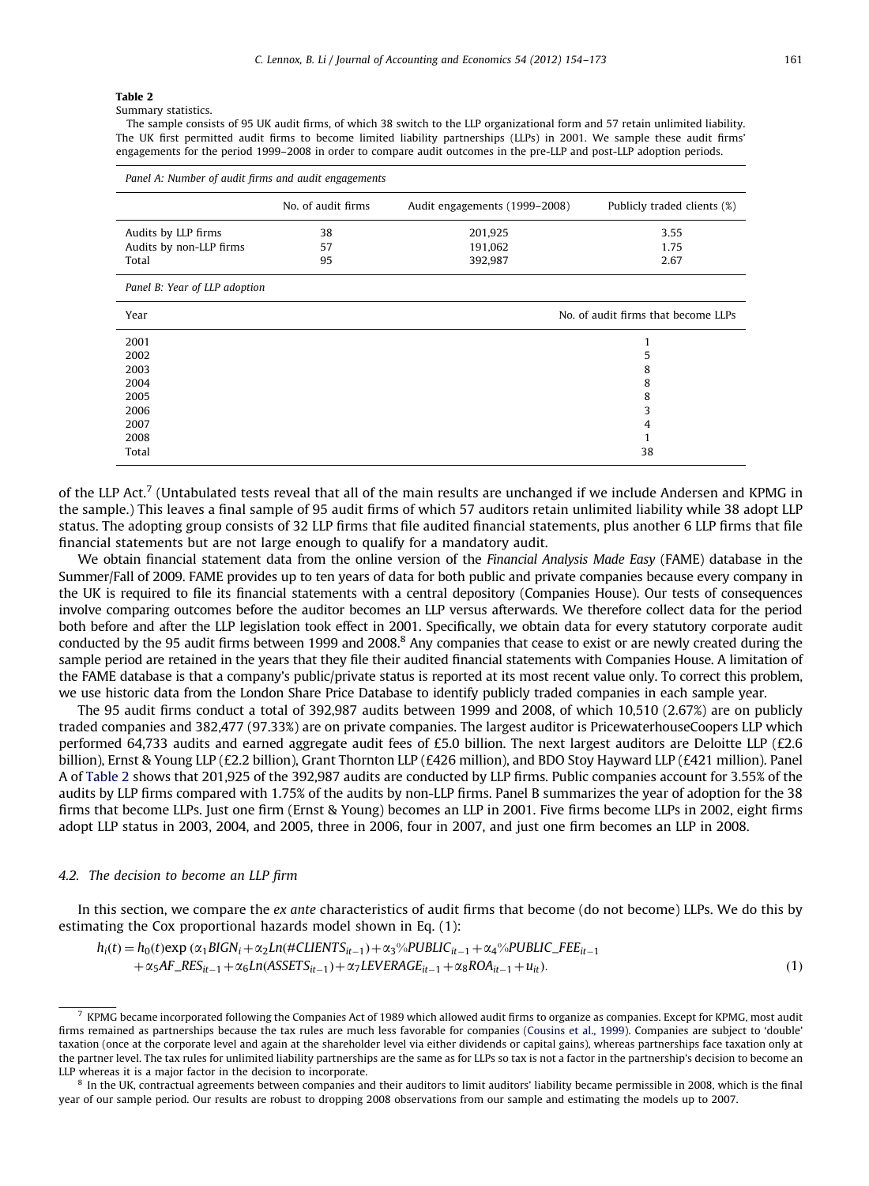**Table 2**

Summary statistics.

The sample consists of 95 UK audit firms, of which 38 switch to the LLP organizational form and 57 retain unlimited liability. The UK first permitted audit firms to become limited liability partnerships (LLPs) in 2001. We sample these audit firms' engagements for the period 1999–2008 in order to compare audit outcomes in the pre-LLP and post-LLP adoption periods.

*Panel A: Number of audit firms and audit engagements*

| | No. of audit firms | Audit engagements (1999–2008) | Publicly traded clients (%) |
|---|---|---|---|
| Audits by LLP firms | 38 | 201,925 | 3.55 |
| Audits by non-LLP firms | 57 | 191,062 | 1.75 |
| Total | 95 | 392,987 | 2.67 |

*Panel B: Year of LLP adoption*

| Year | No. of audit firms that become LLPs |
|---|---|
| 2001 | 1 |
| 2002 | 5 |
| 2003 | 8 |
| 2004 | 8 |
| 2005 | 8 |
| 2006 | 3 |
| 2007 | 4 |
| 2008 | 1 |
| Total | 38 |

of the LLP Act.[7] (Untabulated tests reveal that all of the main results are unchanged if we include Andersen and KPMG in the sample.) This leaves a final sample of 95 audit firms of which 57 auditors retain unlimited liability while 38 adopt LLP status. The adopting group consists of 32 LLP firms that file audited financial statements, plus another 6 LLP firms that file financial statements but are not large enough to qualify for a mandatory audit.

We obtain financial statement data from the online version of the *Financial Analysis Made Easy* (FAME) database in the Summer/Fall of 2009. FAME provides up to ten years of data for both public and private companies because every company in the UK is required to file its financial statements with a central depository (Companies House). Our tests of consequences involve comparing outcomes before the auditor becomes an LLP versus afterwards. We therefore collect data for the period both before and after the LLP legislation took effect in 2001. Specifically, we obtain data for every statutory corporate audit conducted by the 95 audit firms between 1999 and 2008.[8] Any companies that cease to exist or are newly created during the sample period are retained in the years that they file their audited financial statements with Companies House. A limitation of the FAME database is that a company's public/private status is reported at its most recent value only. To correct this problem, we use historic data from the London Share Price Database to identify publicly traded companies in each sample year.

The 95 audit firms conduct a total of 392,987 audits between 1999 and 2008, of which 10,510 (2.67%) are on publicly traded companies and 382,477 (97.33%) are on private companies. The largest auditor is PricewaterhouseCoopers LLP which performed 64,733 audits and earned aggregate audit fees of £5.0 billion. The next largest auditors are Deloitte LLP (£2.6 billion), Ernst & Young LLP (£2.2 billion), Grant Thornton LLP (£426 million), and BDO Stoy Hayward LLP (£421 million). Panel A of Table 2 shows that 201,925 of the 392,987 audits are conducted by LLP firms. Public companies account for 3.55% of the audits by LLP firms compared with 1.75% of the audits by non-LLP firms. Panel B summarizes the year of adoption for the 38 firms that become LLPs. Just one firm (Ernst & Young) becomes an LLP in 2001. Five firms become LLPs in 2002, eight firms adopt LLP status in 2003, 2004, and 2005, three in 2006, four in 2007, and just one firm becomes an LLP in 2008.

### 4.2. The decision to become an LLP firm

In this section, we compare the *ex ante* characteristics of audit firms that become (do not become) LLPs. We do this by estimating the Cox proportional hazards model shown in Eq. (1):

$$h_i(t) = h_0(t)\exp(\alpha_1 BIGN_i + \alpha_2 Ln(\#CLIENTS_{it-1}) + \alpha_3 \%PUBLIC_{it-1} + \alpha_4 \%PUBLIC\_FEE_{it-1} + \alpha_5 AF\_RES_{it-1} + \alpha_6 Ln(ASSETS_{it-1}) + \alpha_7 LEVERAGE_{it-1} + \alpha_8 ROA_{it-1} + u_{it}). \tag{1}$$

---

[7] KPMG became incorporated following the Companies Act of 1989 which allowed audit firms to organize as companies. Except for KPMG, most audit firms remained as partnerships because the tax rules are much less favorable for companies (Cousins et al., 1999). Companies are subject to 'double' taxation (once at the corporate level and again at the shareholder level via either dividends or capital gains), whereas partnerships face taxation only at the partner level. The tax rules for unlimited liability partnerships are the same as for LLPs so tax is not a factor in the partnership's decision to become an LLP whereas it is a major factor in the decision to incorporate.

[8] In the UK, contractual agreements between companies and their auditors to limit auditors' liability became permissible in 2008, which is the final year of our sample period. Our results are robust to dropping 2008 observations from our sample and estimating the models up to 2007.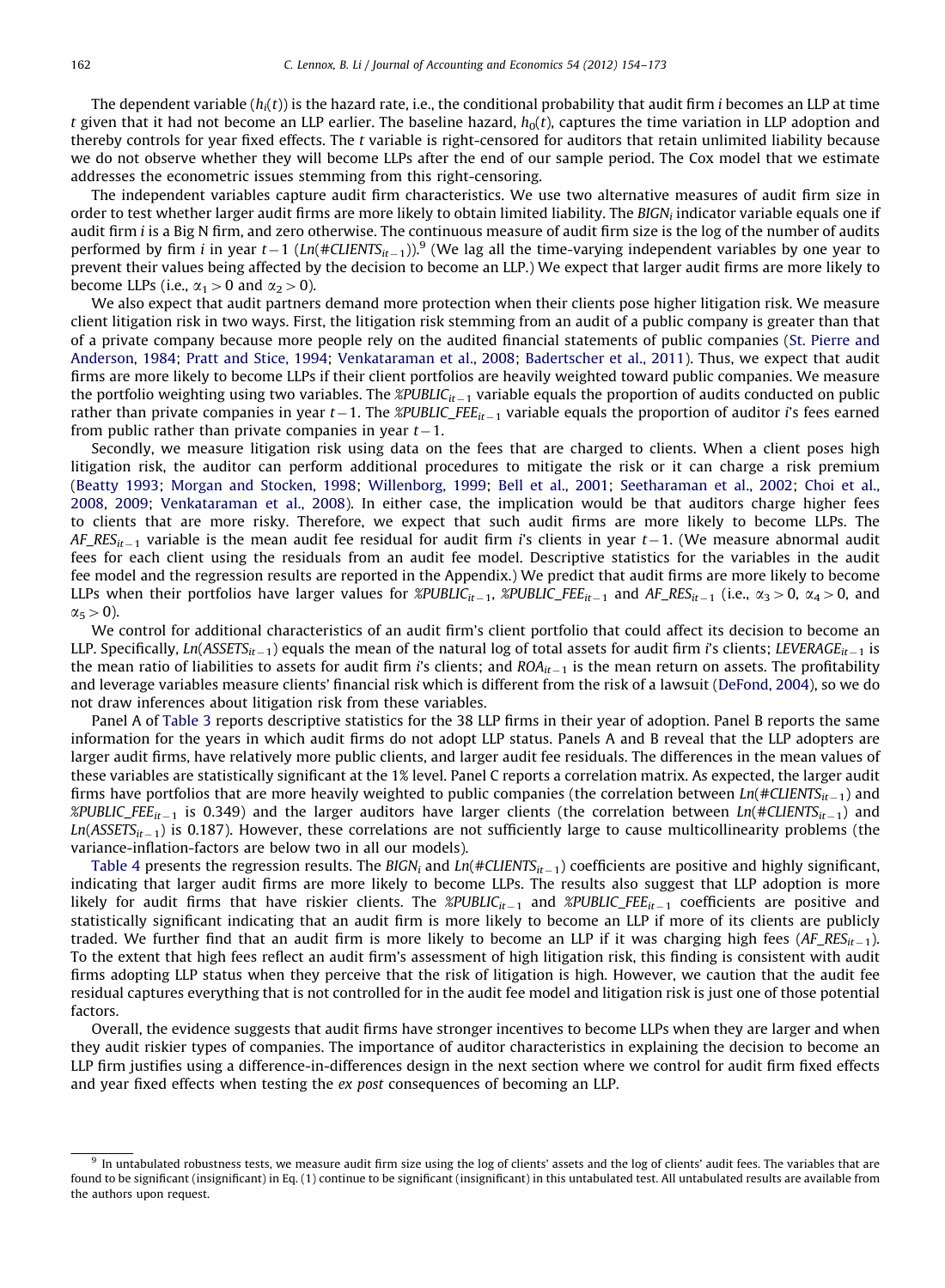The dependent variable ($h_i(t)$) is the hazard rate, i.e., the conditional probability that audit firm $i$ becomes an LLP at time $t$ given that it had not become an LLP earlier. The baseline hazard, $h_0(t)$, captures the time variation in LLP adoption and thereby controls for year fixed effects. The $t$ variable is right-censored for auditors that retain unlimited liability because we do not observe whether they will become LLPs after the end of our sample period. The Cox model that we estimate addresses the econometric issues stemming from this right-censoring.

The independent variables capture audit firm characteristics. We use two alternative measures of audit firm size in order to test whether larger audit firms are more likely to obtain limited liability. The $BIGN_i$ indicator variable equals one if audit firm $i$ is a Big N firm, and zero otherwise. The continuous measure of audit firm size is the log of the number of audits performed by firm $i$ in year $t-1$ ($Ln(\#CLIENTS_{it-1})$).[9] (We lag all the time-varying independent variables by one year to prevent their values being affected by the decision to become an LLP.) We expect that larger audit firms are more likely to become LLPs (i.e., $\alpha_1 > 0$ and $\alpha_2 > 0$).

We also expect that audit partners demand more protection when their clients pose higher litigation risk. We measure client litigation risk in two ways. First, the litigation risk stemming from an audit of a public company is greater than that of a private company because more people rely on the audited financial statements of public companies (St. Pierre and Anderson, 1984; Pratt and Stice, 1994; Venkataraman et al., 2008; Badertscher et al., 2011). Thus, we expect that audit firms are more likely to become LLPs if their client portfolios are heavily weighted toward public companies. We measure the portfolio weighting using two variables. The $\%PUBLIC_{it-1}$ variable equals the proportion of audits conducted on public rather than private companies in year $t-1$. The $\%PUBLIC\_FEE_{it-1}$ variable equals the proportion of auditor $i$'s fees earned from public rather than private companies in year $t-1$.

Secondly, we measure litigation risk using data on the fees that are charged to clients. When a client poses high litigation risk, the auditor can perform additional procedures to mitigate the risk or it can charge a risk premium (Beatty 1993; Morgan and Stocken, 1998; Willenborg, 1999; Bell et al., 2001; Seetharaman et al., 2002; Choi et al., 2008, 2009; Venkataraman et al., 2008). In either case, the implication would be that auditors charge higher fees to clients that are more risky. Therefore, we expect that such audit firms are more likely to become LLPs. The $AF\_RES_{it-1}$ variable is the mean audit fee residual for audit firm $i$'s clients in year $t-1$. (We measure abnormal audit fees for each client using the residuals from an audit fee model. Descriptive statistics for the variables in the audit fee model and the regression results are reported in the Appendix.) We predict that audit firms are more likely to become LLPs when their portfolios have larger values for $\%PUBLIC_{it-1}$, $\%PUBLIC\_FEE_{it-1}$ and $AF\_RES_{it-1}$ (i.e., $\alpha_3 > 0$, $\alpha_4 > 0$, and $\alpha_5 > 0$).

We control for additional characteristics of an audit firm's client portfolio that could affect its decision to become an LLP. Specifically, $Ln(ASSETS_{it-1})$ equals the mean of the natural log of total assets for audit firm $i$'s clients; $LEVERAGE_{it-1}$ is the mean ratio of liabilities to assets for audit firm $i$'s clients; and $ROA_{it-1}$ is the mean return on assets. The profitability and leverage variables measure clients' financial risk which is different from the risk of a lawsuit (DeFond, 2004), so we do not draw inferences about litigation risk from these variables.

Panel A of Table 3 reports descriptive statistics for the 38 LLP firms in their year of adoption. Panel B reports the same information for the years in which audit firms do not adopt LLP status. Panels A and B reveal that the LLP adopters are larger audit firms, have relatively more public clients, and larger audit fee residuals. The differences in the mean values of these variables are statistically significant at the 1% level. Panel C reports a correlation matrix. As expected, the larger audit firms have portfolios that are more heavily weighted to public companies (the correlation between $Ln(\#CLIENTS_{it-1})$ and $\%PUBLIC\_FEE_{it-1}$ is 0.349) and the larger auditors have larger clients (the correlation between $Ln(\#CLIENTS_{it-1})$ and $Ln(ASSETS_{it-1})$ is 0.187). However, these correlations are not sufficiently large to cause multicollinearity problems (the variance-inflation-factors are below two in all our models).

Table 4 presents the regression results. The $BIGN_i$ and $Ln(\#CLIENTS_{it-1})$ coefficients are positive and highly significant, indicating that larger audit firms are more likely to become LLPs. The results also suggest that LLP adoption is more likely for audit firms that have riskier clients. The $\%PUBLIC_{it-1}$ and $\%PUBLIC\_FEE_{it-1}$ coefficients are positive and statistically significant indicating that an audit firm is more likely to become an LLP if more of its clients are publicly traded. We further find that an audit firm is more likely to become an LLP if it was charging high fees ($AF\_RES_{it-1}$). To the extent that high fees reflect an audit firm's assessment of high litigation risk, this finding is consistent with audit firms adopting LLP status when they perceive that the risk of litigation is high. However, we caution that the audit fee residual captures everything that is not controlled for in the audit fee model and litigation risk is just one of those potential factors.

Overall, the evidence suggests that audit firms have stronger incentives to become LLPs when they are larger and when they audit riskier types of companies. The importance of auditor characteristics in explaining the decision to become an LLP firm justifies using a difference-in-differences design in the next section where we control for audit firm fixed effects and year fixed effects when testing the *ex post* consequences of becoming an LLP.

[9] In untabulated robustness tests, we measure audit firm size using the log of clients' assets and the log of clients' audit fees. The variables that are found to be significant (insignificant) in Eq. (1) continue to be significant (insignificant) in this untabulated test. All untabulated results are available from the authors upon request.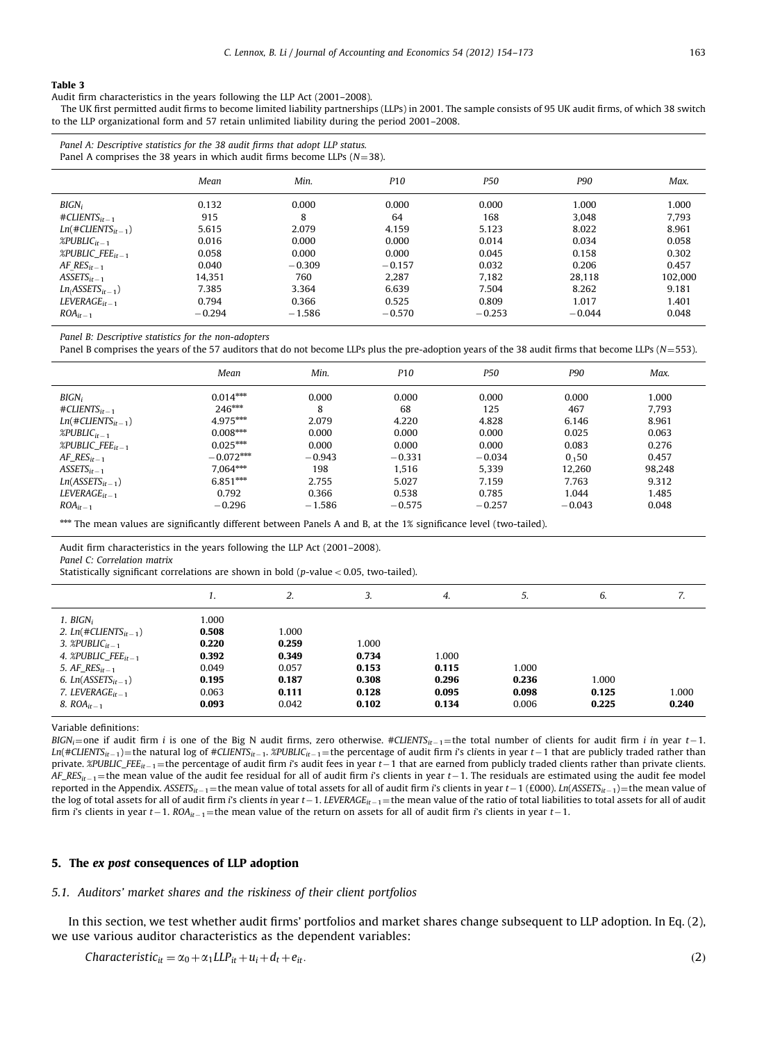**Table 3**
Audit firm characteristics in the years following the LLP Act (2001–2008).

The UK first permitted audit firms to become limited liability partnerships (LLPs) in 2001. The sample consists of 95 UK audit firms, of which 38 switch to the LLP organizational form and 57 retain unlimited liability during the period 2001–2008.

*Panel A: Descriptive statistics for the 38 audit firms that adopt LLP status.*
Panel A comprises the 38 years in which audit firms become LLPs ($N=38$).

| | *Mean* | *Min.* | *P10* | *P50* | *P90* | *Max.* |
|---|---|---|---|---|---|---|
| $BIGN_i$ | 0.132 | 0.000 | 0.000 | 0.000 | 1.000 | 1.000 |
| $\#CLIENTS_{it-1}$ | 915 | 8 | 64 | 168 | 3,048 | 7,793 |
| $Ln(\#CLIENTS_{it-1})$ | 5.615 | 2.079 | 4.159 | 5.123 | 8.022 | 8.961 |
| $\%PUBLIC_{it-1}$ | 0.016 | 0.000 | 0.000 | 0.014 | 0.034 | 0.058 |
| $\%PUBLIC\_FEE_{it-1}$ | 0.058 | 0.000 | 0.000 | 0.045 | 0.158 | 0.302 |
| $AF\_RES_{it-1}$ | 0.040 | −0.309 | −0.157 | 0.032 | 0.206 | 0.457 |
| $ASSETS_{it-1}$ | 14,351 | 760 | 2,287 | 7,182 | 28,118 | 102,000 |
| $Ln(ASSETS_{it-1})$ | 7.385 | 3.364 | 6.639 | 7.504 | 8.262 | 9.181 |
| $LEVERAGE_{it-1}$ | 0.794 | 0.366 | 0.525 | 0.809 | 1.017 | 1.401 |
| $ROA_{it-1}$ | −0.294 | −1.586 | −0.570 | −0.253 | −0.044 | 0.048 |

*Panel B: Descriptive statistics for the non-adopters*
Panel B comprises the years of the 57 auditors that do not become LLPs plus the pre-adoption years of the 38 audit firms that become LLPs ($N=553$).

| | *Mean* | *Min.* | *P10* | *P50* | *P90* | *Max.* |
|---|---|---|---|---|---|---|
| $BIGN_i$ | 0.014*** | 0.000 | 0.000 | 0.000 | 0.000 | 1.000 |
| $\#CLIENTS_{it-1}$ | 246*** | 8 | 68 | 125 | 467 | 7,793 |
| $Ln(\#CLIENTS_{it-1})$ | 4.975*** | 2.079 | 4.220 | 4.828 | 6.146 | 8.961 |
| $\%PUBLIC_{it-1}$ | 0.008*** | 0.000 | 0.000 | 0.000 | 0.025 | 0.063 |
| $\%PUBLIC\_FEE_{it-1}$ | 0.025*** | 0.000 | 0.000 | 0.000 | 0.083 | 0.276 |
| $AF\_RES_{it-1}$ | −0.072*** | −0.943 | −0.331 | −0.034 | 0.150 | 0.457 |
| $ASSETS_{it-1}$ | 7,064*** | 198 | 1,516 | 5,339 | 12,260 | 98,248 |
| $Ln(ASSETS_{it-1})$ | 6.851*** | 2.755 | 5.027 | 7.159 | 7.763 | 9.312 |
| $LEVERAGE_{it-1}$ | 0.792 | 0.366 | 0.538 | 0.785 | 1.044 | 1.485 |
| $ROA_{it-1}$ | −0.296 | −1.586 | −0.575 | −0.257 | −0.043 | 0.048 |

*** The mean values are significantly different between Panels A and B, at the 1% significance level (two-tailed).

Audit firm characteristics in the years following the LLP Act (2001–2008).
*Panel C: Correlation matrix*
Statistically significant correlations are shown in bold ($p$-value < 0.05, two-tailed).

| | 1. | 2. | 3. | 4. | 5. | 6. | 7. |
|---|---|---|---|---|---|---|---|
| 1. $BIGN_i$ | 1.000 | | | | | | |
| 2. $Ln(\#CLIENTS_{it-1})$ | **0.508** | 1.000 | | | | | |
| 3. $\%PUBLIC_{it-1}$ | **0.220** | **0.259** | 1.000 | | | | |
| 4. $\%PUBLIC\_FEE_{it-1}$ | **0.392** | **0.349** | **0.734** | 1.000 | | | |
| 5. $AF\_RES_{it-1}$ | 0.049 | 0.057 | **0.153** | **0.115** | 1.000 | | |
| 6. $Ln(ASSETS_{it-1})$ | **0.195** | **0.187** | **0.308** | **0.296** | **0.236** | 1.000 | |
| 7. $LEVERAGE_{it-1}$ | 0.063 | **0.111** | **0.128** | **0.095** | **0.098** | **0.125** | 1.000 |
| 8. $ROA_{it-1}$ | **0.093** | 0.042 | **0.102** | **0.134** | 0.006 | **0.225** | **0.240** |

Variable definitions:

$BIGN_i$ = one if audit firm $i$ is one of the Big N audit firms, zero otherwise. $\#CLIENTS_{it-1}$ = the total number of clients for audit firm $i$ in year $t-1$. $Ln(\#CLIENTS_{it-1})$ = the natural log of $\#CLIENTS_{it-1}$. $\%PUBLIC_{it-1}$ = the percentage of audit firm $i$'s clients in year $t-1$ that are publicly traded rather than private. $\%PUBLIC\_FEE_{it-1}$ = the percentage of audit firm $i$'s audit fees in year $t-1$ that are earned from publicly traded clients rather than private clients. $AF\_RES_{it-1}$ = the mean value of the audit fee residual for all of audit firm $i$'s clients in year $t-1$. The residuals are estimated using the audit fee model reported in the Appendix. $ASSETS_{it-1}$ = the mean value of total assets for all of audit firm $i$'s clients in year $t-1$ (£000). $Ln(ASSETS_{it-1})$ = the mean value of the log of total assets for all of audit firm $i$'s clients in year $t-1$. $LEVERAGE_{it-1}$ = the mean value of the ratio of total liabilities to total assets for all of audit firm $i$'s clients in year $t-1$. $ROA_{it-1}$ = the mean value of the return on assets for all of audit firm $i$'s clients in year $t-1$.

## 5. The *ex post* consequences of LLP adoption

### 5.1. Auditors' market shares and the riskiness of their client portfolios

In this section, we test whether audit firms' portfolios and market shares change subsequent to LLP adoption. In Eq. (2), we use various auditor characteristics as the dependent variables:

$$Characteristic_{it} = \alpha_0 + \alpha_1 LLP_{it} + u_i + d_t + e_{it}. \tag{2}$$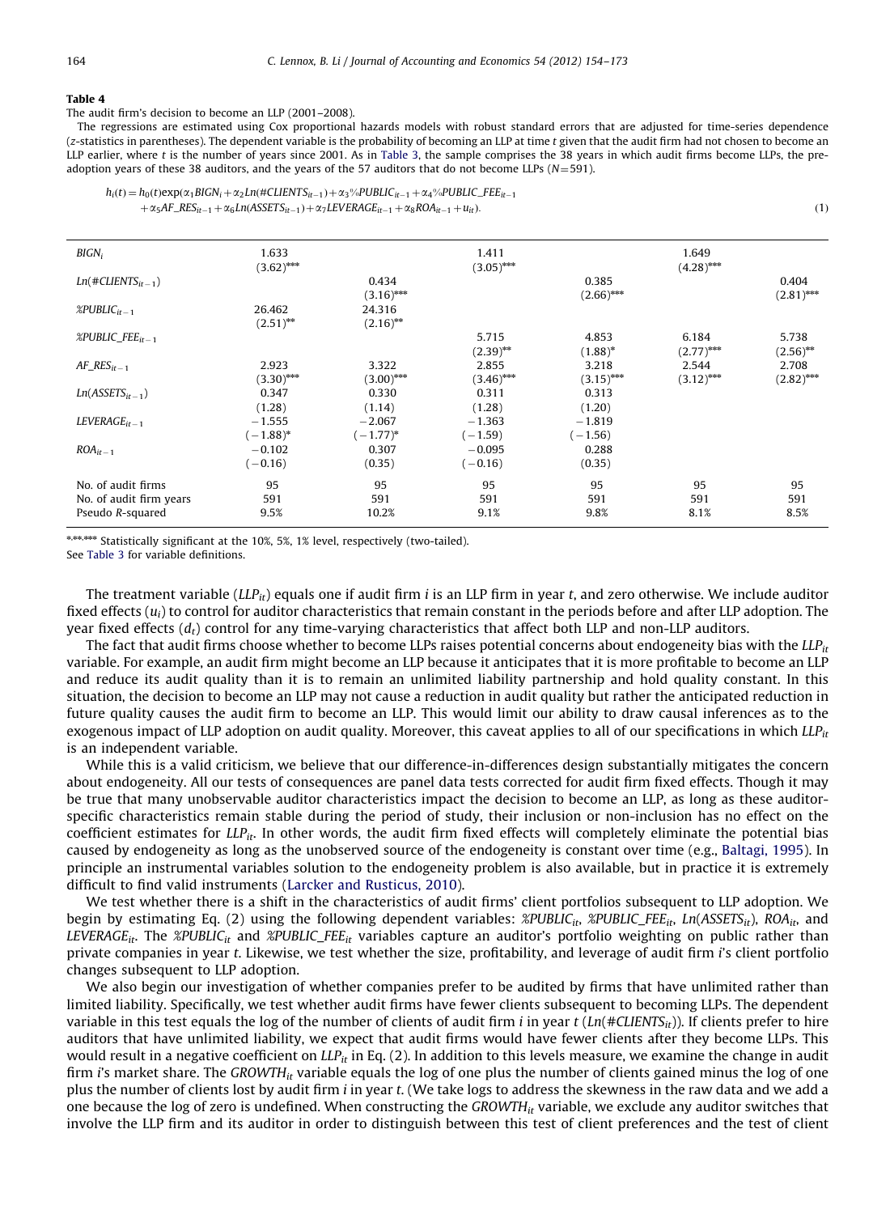**Table 4**

The audit firm's decision to become an LLP (2001–2008).

The regressions are estimated using Cox proportional hazards models with robust standard errors that are adjusted for time-series dependence (z-statistics in parentheses). The dependent variable is the probability of becoming an LLP at time t given that the audit firm had not chosen to become an LLP earlier, where t is the number of years since 2001. As in Table 3, the sample comprises the 38 years in which audit firms become LLPs, the pre-adoption years of these 38 auditors, and the years of the 57 auditors that do not become LLPs (N=591).

$$h_i(t) = h_0(t)\exp(\alpha_1 BIGN_i + \alpha_2 Ln(\#CLIENTS_{it-1}) + \alpha_3 \%PUBLIC_{it-1} + \alpha_4 \%PUBLIC\_FEE_{it-1} + \alpha_5 AF\_RES_{it-1} + \alpha_6 Ln(ASSETS_{it-1}) + \alpha_7 LEVERAGE_{it-1} + \alpha_8 ROA_{it-1} + u_{it}). \quad (1)$$

| | | | | | | |
|---|---|---|---|---|---|---|
| $BIGN_i$ | 1.633 (3.62)*** | | 1.411 (3.05)*** | | 1.649 (4.28)*** | |
| $Ln(\#CLIENTS_{it-1})$ | | 0.434 (3.16)*** | | 0.385 (2.66)*** | | 0.404 (2.81)*** |
| $\%PUBLIC_{it-1}$ | 26.462 (2.51)** | 24.316 (2.16)** | | | | |
| $\%PUBLIC\_FEE_{it-1}$ | | | 5.715 (2.39)** | 4.853 (1.88)* | 6.184 (2.77)*** | 5.738 (2.56)** |
| $AF\_RES_{it-1}$ | 2.923 (3.30)*** | 3.322 (3.00)*** | 2.855 (3.46)*** | 3.218 (3.15)*** | 2.544 (3.12)*** | 2.708 (2.82)*** |
| $Ln(ASSETS_{it-1})$ | 0.347 (1.28) | 0.330 (1.14) | 0.311 (1.28) | 0.313 (1.20) | | |
| $LEVERAGE_{it-1}$ | −1.555 (−1.88)* | −2.067 (−1.77)* | −1.363 (−1.59) | −1.819 (−1.56) | | |
| $ROA_{it-1}$ | −0.102 (−0.16) | 0.307 (0.35) | −0.095 (−0.16) | 0.288 (0.35) | | |
| No. of audit firms | 95 | 95 | 95 | 95 | 95 | 95 |
| No. of audit firm years | 591 | 591 | 591 | 591 | 591 | 591 |
| Pseudo R-squared | 9.5% | 10.2% | 9.1% | 9.8% | 8.1% | 8.5% |

*,**,*** Statistically significant at the 10%, 5%, 1% level, respectively (two-tailed).
See Table 3 for variable definitions.

The treatment variable ($LLP_{it}$) equals one if audit firm $i$ is an LLP firm in year $t$, and zero otherwise. We include auditor fixed effects ($u_i$) to control for auditor characteristics that remain constant in the periods before and after LLP adoption. The year fixed effects ($d_t$) control for any time-varying characteristics that affect both LLP and non-LLP auditors.

The fact that audit firms choose whether to become LLPs raises potential concerns about endogeneity bias with the $LLP_{it}$ variable. For example, an audit firm might become an LLP because it anticipates that it is more profitable to become an LLP and reduce its audit quality than it is to remain an unlimited liability partnership and hold quality constant. In this situation, the decision to become an LLP may not cause a reduction in audit quality but rather the anticipated reduction in future quality causes the audit firm to become an LLP. This would limit our ability to draw causal inferences as to the exogenous impact of LLP adoption on audit quality. Moreover, this caveat applies to all of our specifications in which $LLP_{it}$ is an independent variable.

While this is a valid criticism, we believe that our difference-in-differences design substantially mitigates the concern about endogeneity. All our tests of consequences are panel data tests corrected for audit firm fixed effects. Though it may be true that many unobservable auditor characteristics impact the decision to become an LLP, as long as these auditor-specific characteristics remain stable during the period of study, their inclusion or non-inclusion has no effect on the coefficient estimates for $LLP_{it}$. In other words, the audit firm fixed effects will completely eliminate the potential bias caused by endogeneity as long as the unobserved source of the endogeneity is constant over time (e.g., Baltagi, 1995). In principle an instrumental variables solution to the endogeneity problem is also available, but in practice it is extremely difficult to find valid instruments (Larcker and Rusticus, 2010).

We test whether there is a shift in the characteristics of audit firms' client portfolios subsequent to LLP adoption. We begin by estimating Eq. (2) using the following dependent variables: $\%PUBLIC_{it}$, $\%PUBLIC\_FEE_{it}$, $Ln(ASSETS_{it})$, $ROA_{it}$, and $LEVERAGE_{it}$. The $\%PUBLIC_{it}$ and $\%PUBLIC\_FEE_{it}$ variables capture an auditor's portfolio weighting on public rather than private companies in year $t$. Likewise, we test whether the size, profitability, and leverage of audit firm $i$'s client portfolio changes subsequent to LLP adoption.

We also begin our investigation of whether companies prefer to be audited by firms that have unlimited rather than limited liability. Specifically, we test whether audit firms have fewer clients subsequent to becoming LLPs. The dependent variable in this test equals the log of the number of clients of audit firm $i$ in year $t$ ($Ln(\#CLIENTS_{it})$). If clients prefer to hire auditors that have unlimited liability, we expect that audit firms would have fewer clients after they become LLPs. This would result in a negative coefficient on $LLP_{it}$ in Eq. (2). In addition to this levels measure, we examine the change in audit firm $i$'s market share. The $GROWTH_{it}$ variable equals the log of one plus the number of clients gained minus the log of one plus the number of clients lost by audit firm $i$ in year $t$. (We take logs to address the skewness in the raw data and we add a one because the log of zero is undefined. When constructing the $GROWTH_{it}$ variable, we exclude any auditor switches that involve the LLP firm and its auditor in order to distinguish between this test of client preferences and the test of client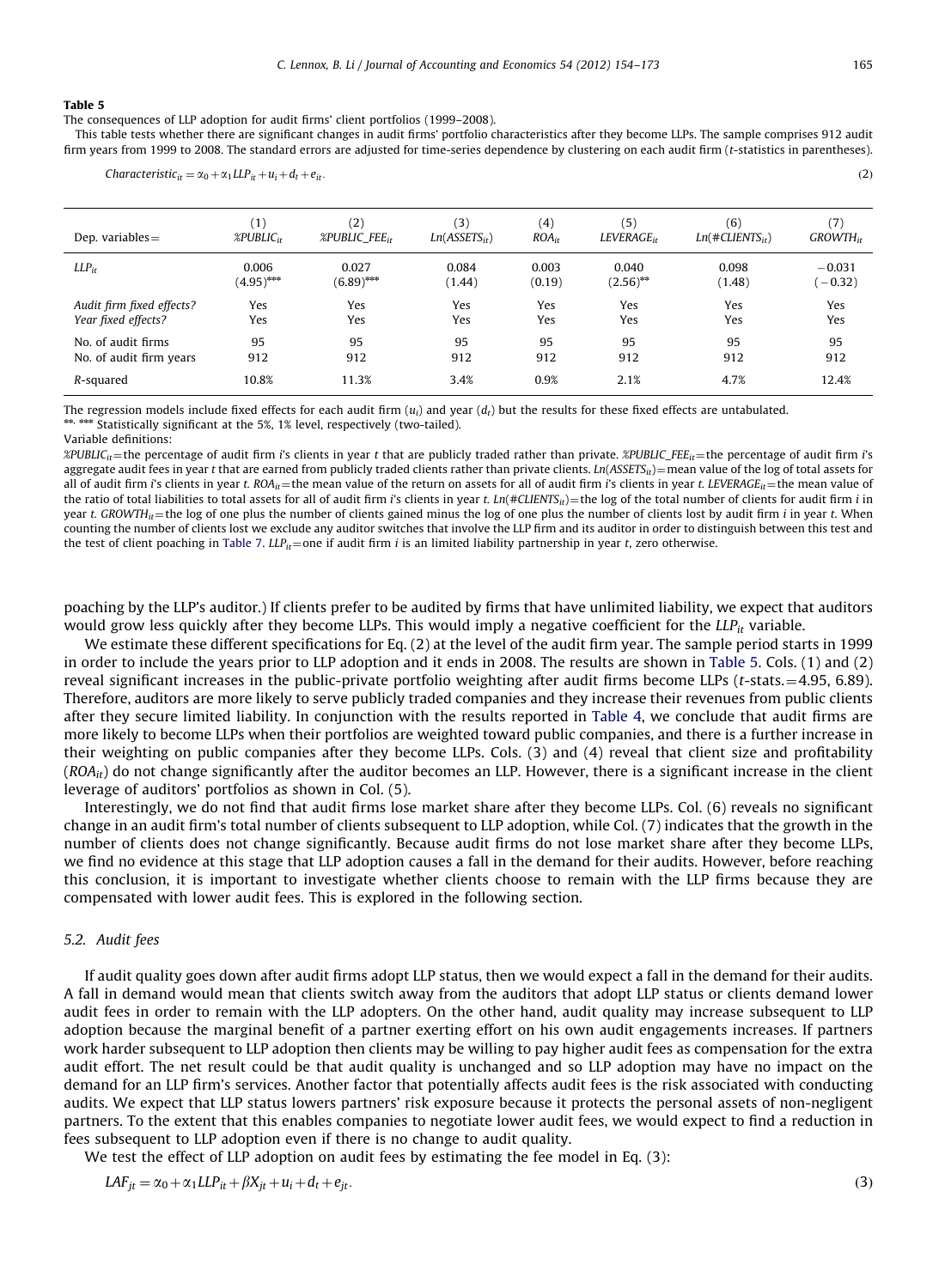**Table 5**

The consequences of LLP adoption for audit firms' client portfolios (1999–2008).

This table tests whether there are significant changes in audit firms' portfolio characteristics after they become LLPs. The sample comprises 912 audit firm years from 1999 to 2008. The standard errors are adjusted for time-series dependence by clustering on each audit firm (t-statistics in parentheses).

$$Characteristic_{it} = \alpha_0 + \alpha_1 LLP_{it} + u_i + d_t + e_{it}. \tag{2}$$

| Dep. variables = | (1) $\%PUBLIC_{it}$ | (2) $\%PUBLIC\_FEE_{it}$ | (3) $Ln(ASSETS_{it})$ | (4) $ROA_{it}$ | (5) $LEVERAGE_{it}$ | (6) $Ln(\#CLIENTS_{it})$ | (7) $GROWTH_{it}$ |
|---|---|---|---|---|---|---|---|
| $LLP_{it}$ | 0.006 (4.95)*** | 0.027 (6.89)*** | 0.084 (1.44) | 0.003 (0.19) | 0.040 (2.56)** | 0.098 (1.48) | −0.031 (−0.32) |
| *Audit firm fixed effects?* | Yes | Yes | Yes | Yes | Yes | Yes | Yes |
| *Year fixed effects?* | Yes | Yes | Yes | Yes | Yes | Yes | Yes |
| No. of audit firms | 95 | 95 | 95 | 95 | 95 | 95 | 95 |
| No. of audit firm years | 912 | 912 | 912 | 912 | 912 | 912 | 912 |
| *R*-squared | 10.8% | 11.3% | 3.4% | 0.9% | 2.1% | 4.7% | 12.4% |

The regression models include fixed effects for each audit firm ($u_i$) and year ($d_t$) but the results for these fixed effects are untabulated.

**, *** Statistically significant at the 5%, 1% level, respectively (two-tailed).

Variable definitions:

$\%PUBLIC_{it}$ = the percentage of audit firm *i*'s clients in year *t* that are publicly traded rather than private. $\%PUBLIC\_FEE_{it}$ = the percentage of audit firm *i*'s aggregate audit fees in year *t* that are earned from publicly traded clients rather than private clients. $Ln(ASSETS_{it})$ = mean value of the log of total assets for all of audit firm *i*'s clients in year *t*. $ROA_{it}$ = the mean value of the return on assets for all of audit firm *i*'s clients in year *t*. $LEVERAGE_{it}$ = the mean value of the ratio of total liabilities to total assets for all of audit firm *i*'s clients in year *t*. $Ln(\#CLIENTS_{it})$ = the log of the total number of clients for audit firm *i* in year *t*. $GROWTH_{it}$ = the log of one plus the number of clients gained minus the log of one plus the number of clients lost by audit firm *i* in year *t*. When counting the number of clients lost we exclude any auditor switches that involve the LLP firm and its auditor in order to distinguish between this test and the test of client poaching in Table 7. $LLP_{it}$ = one if audit firm *i* is an limited liability partnership in year *t*, zero otherwise.

poaching by the LLP's auditor.) If clients prefer to be audited by firms that have unlimited liability, we expect that auditors would grow less quickly after they become LLPs. This would imply a negative coefficient for the $LLP_{it}$ variable.

We estimate these different specifications for Eq. (2) at the level of the audit firm year. The sample period starts in 1999 in order to include the years prior to LLP adoption and it ends in 2008. The results are shown in Table 5. Cols. (1) and (2) reveal significant increases in the public-private portfolio weighting after audit firms become LLPs (*t*-stats. = 4.95, 6.89). Therefore, auditors are more likely to serve publicly traded companies and they increase their revenues from public clients after they secure limited liability. In conjunction with the results reported in Table 4, we conclude that audit firms are more likely to become LLPs when their portfolios are weighted toward public companies, and there is a further increase in their weighting on public companies after they become LLPs. Cols. (3) and (4) reveal that client size and profitability ($ROA_{it}$) do not change significantly after the auditor becomes an LLP. However, there is a significant increase in the client leverage of auditors' portfolios as shown in Col. (5).

Interestingly, we do not find that audit firms lose market share after they become LLPs. Col. (6) reveals no significant change in an audit firm's total number of clients subsequent to LLP adoption, while Col. (7) indicates that the growth in the number of clients does not change significantly. Because audit firms do not lose market share after they become LLPs, we find no evidence at this stage that LLP adoption causes a fall in the demand for their audits. However, before reaching this conclusion, it is important to investigate whether clients choose to remain with the LLP firms because they are compensated with lower audit fees. This is explored in the following section.

### 5.2. Audit fees

If audit quality goes down after audit firms adopt LLP status, then we would expect a fall in the demand for their audits. A fall in demand would mean that clients switch away from the auditors that adopt LLP status or clients demand lower audit fees in order to remain with the LLP adopters. On the other hand, audit quality may increase subsequent to LLP adoption because the marginal benefit of a partner exerting effort on his own audit engagements increases. If partners work harder subsequent to LLP adoption then clients may be willing to pay higher audit fees as compensation for the extra audit effort. The net result could be that audit quality is unchanged and so LLP adoption may have no impact on the demand for an LLP firm's services. Another factor that potentially affects audit fees is the risk associated with conducting audits. We expect that LLP status lowers partners' risk exposure because it protects the personal assets of non-negligent partners. To the extent that this enables companies to negotiate lower audit fees, we would expect to find a reduction in fees subsequent to LLP adoption even if there is no change to audit quality.

We test the effect of LLP adoption on audit fees by estimating the fee model in Eq. (3):

$$LAF_{jt} = \alpha_0 + \alpha_1 LLP_{it} + \beta X_{jt} + u_i + d_t + e_{jt}. \tag{3}$$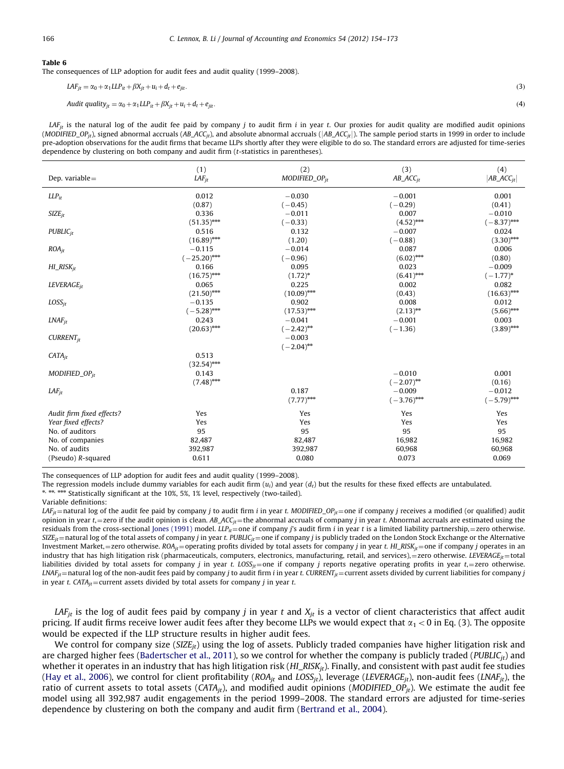**Table 6**
The consequences of LLP adoption for audit fees and audit quality (1999–2008).

$$LAF_{jt} = \alpha_0 + \alpha_1 LLP_{it} + \beta X_{jt} + u_i + d_t + e_{jit}. \quad (3)$$

$$Audit\ quality_{jt} = \alpha_0 + \alpha_1 LLP_{it} + \beta X_{jt} + u_i + d_t + e_{jit}. \quad (4)$$

$LAF_{jt}$ is the natural log of the audit fee paid by company $j$ to audit firm $i$ in year $t$. Our proxies for audit quality are modified audit opinions ($MODIFIED\_OP_{jt}$), signed abnormal accruals ($AB\_ACC_{jt}$), and absolute abnormal accruals ($|AB\_ACC_{jt}|$). The sample period starts in 1999 in order to include pre-adoption observations for the audit firms that became LLPs shortly after they were eligible to do so. The standard errors are adjusted for time-series dependence by clustering on both company and audit firm ($t$-statistics in parentheses).

| Dep. variable = | (1) $LAF_{jt}$ | (2) $MODIFIED\_OP_{jt}$ | (3) $AB\_ACC_{jt}$ | (4) $\|AB\_ACC_{jt}\|$ |
|---|---|---|---|---|
| $LLP_{it}$ | 0.012 | −0.030 | −0.001 | 0.001 |
| | (0.87) | (−0.45) | (−0.29) | (0.41) |
| $SIZE_{jt}$ | 0.336 | −0.011 | 0.007 | −0.010 |
| | (51.35)*** | (−0.33) | (4.52)*** | (−8.37)*** |
| $PUBLIC_{jt}$ | 0.516 | 0.132 | −0.007 | 0.024 |
| | (16.89)*** | (1.20) | (−0.88) | (3.30)*** |
| $ROA_{jt}$ | −0.115 | −0.014 | 0.087 | 0.006 |
| | (−25.20)*** | (−0.96) | (6.02)*** | (0.80) |
| $HI\_RISK_{jt}$ | 0.166 | 0.095 | 0.023 | −0.009 |
| | (16.75)*** | (1.72)* | (6.41)*** | (−1.77)* |
| $LEVERAGE_{jt}$ | 0.065 | 0.225 | 0.002 | 0.082 |
| | (21.50)*** | (10.09)*** | (0.43) | (16.63)*** |
| $LOSS_{jt}$ | −0.135 | 0.902 | 0.008 | 0.012 |
| | (−5.28)*** | (17.53)*** | (2.13)** | (5.66)*** |
| $LNAF_{jt}$ | 0.243 | −0.041 | −0.001 | 0.003 |
| | (20.63)*** | (−2.42)** | (−1.36) | (3.89)*** |
| $CURRENT_{jt}$ | | −0.003 | | |
| | | (−2.04)** | | |
| $CATA_{jt}$ | 0.513 | | | |
| | (32.54)*** | | | |
| $MODIFIED\_OP_{jt}$ | 0.143 | | −0.010 | 0.001 |
| | (7.48)*** | | (−2.07)** | (0.16) |
| $LAF_{jt}$ | | 0.187 | −0.009 | −0.012 |
| | | (7.77)*** | (−3.76)*** | (−5.79)*** |
| *Audit firm fixed effects?* | Yes | Yes | Yes | Yes |
| *Year fixed effects?* | Yes | Yes | Yes | Yes |
| No. of auditors | 95 | 95 | 95 | 95 |
| No. of companies | 82,487 | 82,487 | 16,982 | 16,982 |
| No. of audits | 392,987 | 392,987 | 60,968 | 60,968 |
| (Pseudo) R-squared | 0.611 | 0.080 | 0.073 | 0.069 |

The consequences of LLP adoption for audit fees and audit quality (1999–2008).

The regression models include dummy variables for each audit firm ($u_i$) and year ($d_t$) but the results for these fixed effects are untabulated.

*, **, *** Statistically significant at the 10%, 5%, 1% level, respectively (two-tailed).

Variable definitions:

$LAF_{jt}$ = natural log of the audit fee paid by company $j$ to audit firm $i$ in year $t$. $MODIFIED\_OP_{jt}$ = one if company $j$ receives a modified (or qualified) audit opinion in year $t$, = zero if the audit opinion is clean. $AB\_ACC_{jt}$ = the abnormal accruals of company $j$ in year $t$. Abnormal accruals are estimated using the residuals from the cross-sectional Jones (1991) model. $LLP_{it}$ = one if company $j$'s audit firm $i$ in year $t$ is a limited liability partnership, = zero otherwise. $SIZE_{jt}$ = natural log of the total assets of company $j$ in year $t$. $PUBLIC_{jt}$ = one if company $j$ is publicly traded on the London Stock Exchange or the Alternative Investment Market, = zero otherwise. $ROA_{jt}$ = operating profits divided by total assets for company $j$ in year $t$. $HI\_RISK_{jt}$ = one if company $j$ operates in an industry that has high litigation risk (pharmaceuticals, computers, electronics, manufacturing, retail, and services), = zero otherwise. $LEVERAGE_{jt}$ = total liabilities divided by total assets for company $j$ in year $t$. $LOSS_{jt}$ = one if company $j$ reports negative operating profits in year $t$, = zero otherwise. $LNAF_{jt}$ = natural log of the non-audit fees paid by company $j$ to audit firm $i$ in year $t$. $CURRENT_{jt}$ = current assets divided by current liabilities for company $j$ in year $t$. $CATA_{jt}$ = current assets divided by total assets for company $j$ in year $t$.

$LAF_{jt}$ is the log of audit fees paid by company $j$ in year $t$ and $X_{jt}$ is a vector of client characteristics that affect audit pricing. If audit firms receive lower audit fees after they become LLPs we would expect that $\alpha_1 < 0$ in Eq. (3). The opposite would be expected if the LLP structure results in higher audit fees.

We control for company size ($SIZE_{jt}$) using the log of assets. Publicly traded companies have higher litigation risk and are charged higher fees (Badertscher et al., 2011), so we control for whether the company is publicly traded ($PUBLIC_{jt}$) and whether it operates in an industry that has high litigation risk ($HI\_RISK_{jt}$). Finally, and consistent with past audit fee studies (Hay et al., 2006), we control for client profitability ($ROA_{jt}$ and $LOSS_{jt}$), leverage ($LEVERAGE_{jt}$), non-audit fees ($LNAF_{jt}$), the ratio of current assets to total assets ($CATA_{jt}$), and modified audit opinions ($MODIFIED\_OP_{jt}$). We estimate the audit fee model using all 392,987 audit engagements in the period 1999–2008. The standard errors are adjusted for time-series dependence by clustering on both the company and audit firm (Bertrand et al., 2004).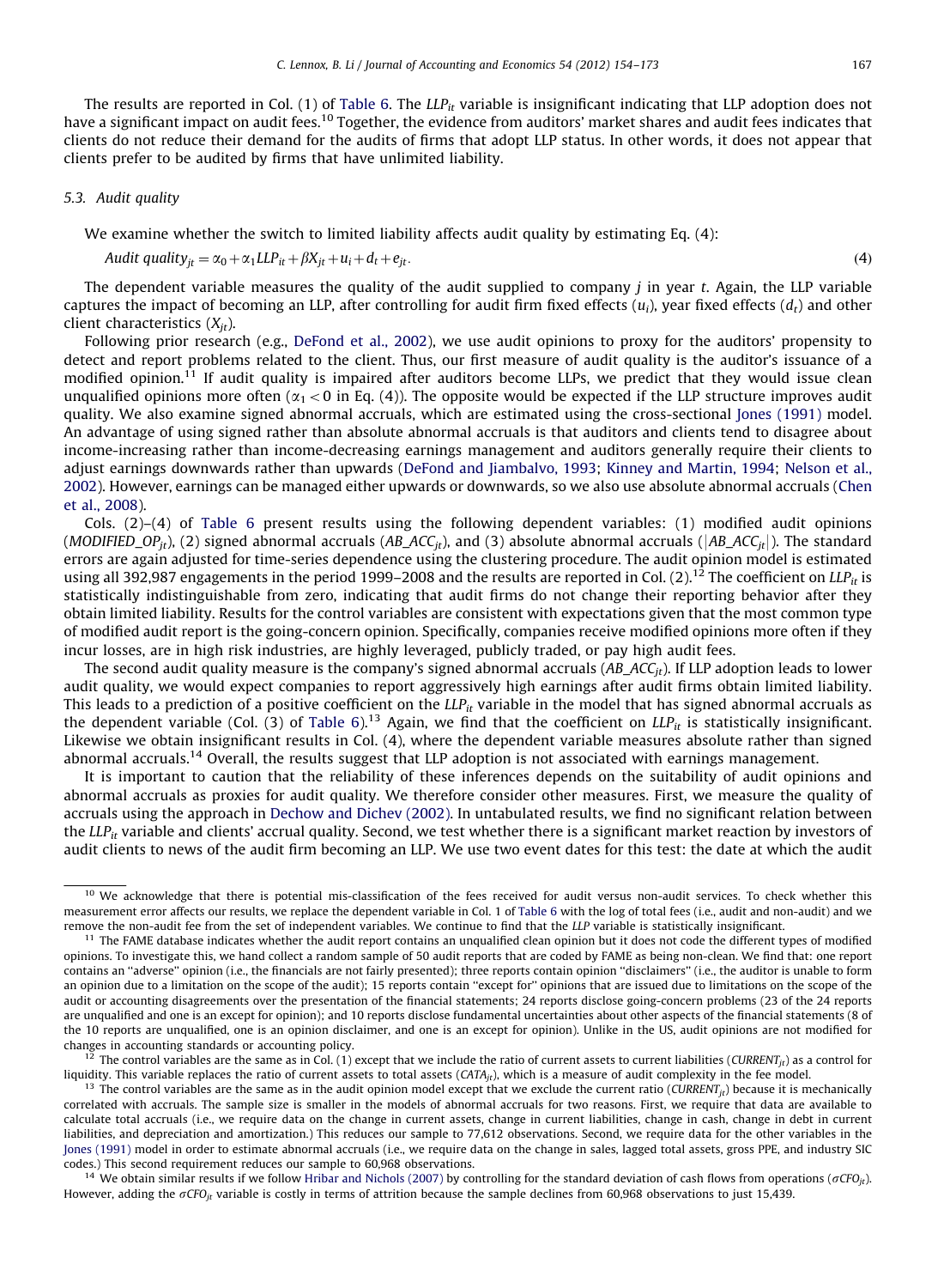The results are reported in Col. (1) of Table 6. The $LLP_{it}$ variable is insignificant indicating that LLP adoption does not have a significant impact on audit fees.[10] Together, the evidence from auditors' market shares and audit fees indicates that clients do not reduce their demand for the audits of firms that adopt LLP status. In other words, it does not appear that clients prefer to be audited by firms that have unlimited liability.

### 5.3. Audit quality

We examine whether the switch to limited liability affects audit quality by estimating Eq. (4):

$$Audit\ quality_{jt} = \alpha_0 + \alpha_1 LLP_{it} + \beta X_{jt} + u_i + d_t + e_{jt}. \tag{4}$$

The dependent variable measures the quality of the audit supplied to company $j$ in year $t$. Again, the LLP variable captures the impact of becoming an LLP, after controlling for audit firm fixed effects ($u_i$), year fixed effects ($d_t$) and other client characteristics ($X_{jt}$).

Following prior research (e.g., DeFond et al., 2002), we use audit opinions to proxy for the auditors' propensity to detect and report problems related to the client. Thus, our first measure of audit quality is the auditor's issuance of a modified opinion.[11] If audit quality is impaired after auditors become LLPs, we predict that they would issue clean unqualified opinions more often ($\alpha_1 < 0$ in Eq. (4)). The opposite would be expected if the LLP structure improves audit quality. We also examine signed abnormal accruals, which are estimated using the cross-sectional Jones (1991) model. An advantage of using signed rather than absolute abnormal accruals is that auditors and clients tend to disagree about income-increasing rather than income-decreasing earnings management and auditors generally require their clients to adjust earnings downwards rather than upwards (DeFond and Jiambalvo, 1993; Kinney and Martin, 1994; Nelson et al., 2002). However, earnings can be managed either upwards or downwards, so we also use absolute abnormal accruals (Chen et al., 2008).

Cols. (2)–(4) of Table 6 present results using the following dependent variables: (1) modified audit opinions ($MODIFIED\_OP_{jt}$), (2) signed abnormal accruals ($AB\_ACC_{jt}$), and (3) absolute abnormal accruals ($|AB\_ACC_{jt}|$). The standard errors are again adjusted for time-series dependence using the clustering procedure. The audit opinion model is estimated using all 392,987 engagements in the period 1999–2008 and the results are reported in Col. (2).[12] The coefficient on $LLP_{it}$ is statistically indistinguishable from zero, indicating that audit firms do not change their reporting behavior after they obtain limited liability. Results for the control variables are consistent with expectations given that the most common type of modified audit report is the going-concern opinion. Specifically, companies receive modified opinions more often if they incur losses, are in high risk industries, are highly leveraged, publicly traded, or pay high audit fees.

The second audit quality measure is the company's signed abnormal accruals ($AB\_ACC_{jt}$). If LLP adoption leads to lower audit quality, we would expect companies to report aggressively high earnings after audit firms obtain limited liability. This leads to a prediction of a positive coefficient on the $LLP_{it}$ variable in the model that has signed abnormal accruals as the dependent variable (Col. (3) of Table 6).[13] Again, we find that the coefficient on $LLP_{it}$ is statistically insignificant. Likewise we obtain insignificant results in Col. (4), where the dependent variable measures absolute rather than signed abnormal accruals.[14] Overall, the results suggest that LLP adoption is not associated with earnings management.

It is important to caution that the reliability of these inferences depends on the suitability of audit opinions and abnormal accruals as proxies for audit quality. We therefore consider other measures. First, we measure the quality of accruals using the approach in Dechow and Dichev (2002). In untabulated results, we find no significant relation between the $LLP_{it}$ variable and clients' accrual quality. Second, we test whether there is a significant market reaction by investors of audit clients to news of the audit firm becoming an LLP. We use two event dates for this test: the date at which the audit

---

[10] We acknowledge that there is potential mis-classification of the fees received for audit versus non-audit services. To check whether this measurement error affects our results, we replace the dependent variable in Col. 1 of Table 6 with the log of total fees (i.e., audit and non-audit) and we remove the non-audit fee from the set of independent variables. We continue to find that the *LLP* variable is statistically insignificant.

[11] The FAME database indicates whether the audit report contains an unqualified clean opinion but it does not code the different types of modified opinions. To investigate this, we hand collect a random sample of 50 audit reports that are coded by FAME as being non-clean. We find that: one report contains an "adverse" opinion (i.e., the financials are not fairly presented); three reports contain opinion "disclaimers" (i.e., the auditor is unable to form an opinion due to a limitation on the scope of the audit); 15 reports contain "except for" opinions that are issued due to limitations on the scope of the audit or accounting disagreements over the presentation of the financial statements; 24 reports disclose going-concern problems (23 of the 24 reports are unqualified and one is an except for opinion); and 10 reports disclose fundamental uncertainties about other aspects of the financial statements (8 of the 10 reports are unqualified, one is an opinion disclaimer, and one is an except for opinion). Unlike in the US, audit opinions are not modified for changes in accounting standards or accounting policy.

[12] The control variables are the same as in Col. (1) except that we include the ratio of current assets to current liabilities ($CURRENT_{jt}$) as a control for liquidity. This variable replaces the ratio of current assets to total assets ($CATA_{jt}$), which is a measure of audit complexity in the fee model.

[13] The control variables are the same as in the audit opinion model except that we exclude the current ratio ($CURRENT_{jt}$) because it is mechanically correlated with accruals. The sample size is smaller in the models of abnormal accruals for two reasons. First, we require that data are available to calculate total accruals (i.e., we require data on the change in current assets, change in current liabilities, change in cash, change in debt in current liabilities, and depreciation and amortization.) This reduces our sample to 77,612 observations. Second, we require data for the other variables in the Jones (1991) model in order to estimate abnormal accruals (i.e., we require data on the change in sales, lagged total assets, gross PPE, and industry SIC codes.) This second requirement reduces our sample to 60,968 observations.

[14] We obtain similar results if we follow Hribar and Nichols (2007) by controlling for the standard deviation of cash flows from operations ($\sigma CFO_{jt}$). However, adding the $\sigma CFO_{jt}$ variable is costly in terms of attrition because the sample declines from 60,968 observations to just 15,439.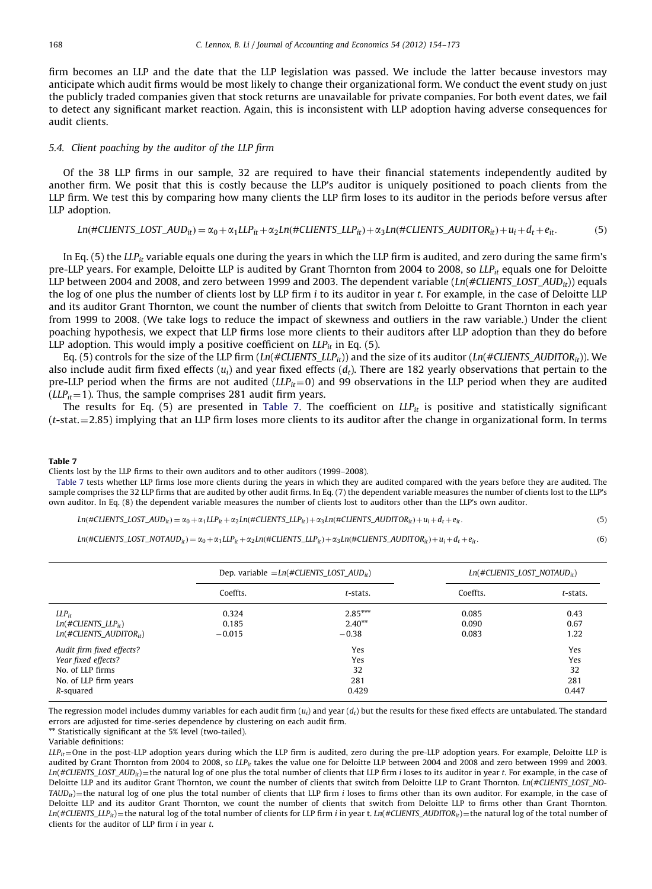firm becomes an LLP and the date that the LLP legislation was passed. We include the latter because investors may anticipate which audit firms would be most likely to change their organizational form. We conduct the event study on just the publicly traded companies given that stock returns are unavailable for private companies. For both event dates, we fail to detect any significant market reaction. Again, this is inconsistent with LLP adoption having adverse consequences for audit clients.

### 5.4. Client poaching by the auditor of the LLP firm

Of the 38 LLP firms in our sample, 32 are required to have their financial statements independently audited by another firm. We posit that this is costly because the LLP's auditor is uniquely positioned to poach clients from the LLP firm. We test this by comparing how many clients the LLP firm loses to its auditor in the periods before versus after LLP adoption.

$$Ln(\#CLIENTS\_LOST\_AUD_{it}) = \alpha_0 + \alpha_1 LLP_{it} + \alpha_2 Ln(\#CLIENTS\_LLP_{it}) + \alpha_3 Ln(\#CLIENTS\_AUDITOR_{it}) + u_i + d_t + e_{it}. \quad (5)$$

In Eq. (5) the $LLP_{it}$ variable equals one during the years in which the LLP firm is audited, and zero during the same firm's pre-LLP years. For example, Deloitte LLP is audited by Grant Thornton from 2004 to 2008, so $LLP_{it}$ equals one for Deloitte LLP between 2004 and 2008, and zero between 1999 and 2003. The dependent variable ($Ln(\#CLIENTS\_LOST\_AUD_{it})$) equals the log of one plus the number of clients lost by LLP firm $i$ to its auditor in year $t$. For example, in the case of Deloitte LLP and its auditor Grant Thornton, we count the number of clients that switch from Deloitte to Grant Thornton in each year from 1999 to 2008. (We take logs to reduce the impact of skewness and outliers in the raw variable.) Under the client poaching hypothesis, we expect that LLP firms lose more clients to their auditors after LLP adoption than they do before LLP adoption. This would imply a positive coefficient on $LLP_{it}$ in Eq. (5).

Eq. (5) controls for the size of the LLP firm ($Ln(\#CLIENTS\_LLP_{it})$) and the size of its auditor ($Ln(\#CLIENTS\_AUDITOR_{it})$). We also include audit firm fixed effects ($u_i$) and year fixed effects ($d_t$). There are 182 yearly observations that pertain to the pre-LLP period when the firms are not audited ($LLP_{it}=0$) and 99 observations in the LLP period when they are audited ($LLP_{it}=1$). Thus, the sample comprises 281 audit firm years.

The results for Eq. (5) are presented in Table 7. The coefficient on $LLP_{it}$ is positive and statistically significant ($t$-stat.$=2.85$) implying that an LLP firm loses more clients to its auditor after the change in organizational form. In terms

**Table 7**

Clients lost by the LLP firms to their own auditors and to other auditors (1999–2008).

Table 7 tests whether LLP firms lose more clients during the years in which they are audited compared with the years before they are audited. The sample comprises the 32 LLP firms that are audited by other audit firms. In Eq. (7) the dependent variable measures the number of clients lost to the LLP's own auditor. In Eq. (8) the dependent variable measures the number of clients lost to auditors other than the LLP's own auditor.

$$Ln(\#CLIENTS\_LOST\_AUD_{it}) = \alpha_0 + \alpha_1 LLP_{it} + \alpha_2 Ln(\#CLIENTS\_LLP_{it}) + \alpha_3 Ln(\#CLIENTS\_AUDITOR_{it}) + u_i + d_t + e_{it}. \quad (5)$$

$$Ln(\#CLIENTS\_LOST\_NOTAUD_{it}) = \alpha_0 + \alpha_1 LLP_{it} + \alpha_2 Ln(\#CLIENTS\_LLP_{it}) + \alpha_3 Ln(\#CLIENTS\_AUDITOR_{it}) + u_i + d_t + e_{it}. \quad (6)$$

| | Dep. variable $= Ln(\#CLIENTS\_LOST\_AUD_{it})$ | | $Ln(\#CLIENTS\_LOST\_NOTAUD_{it})$ | |
|---|---|---|---|---|
| | Coeffts. | *t*-stats. | Coeffts. | *t*-stats. |
| $LLP_{it}$ | 0.324 | 2.85*** | 0.085 | 0.43 |
| $Ln(\#CLIENTS\_LLP_{it})$ | 0.185 | 2.40** | 0.090 | 0.67 |
| $Ln(\#CLIENTS\_AUDITOR_{it})$ | −0.015 | −0.38 | 0.083 | 1.22 |
| *Audit firm fixed effects?* | | Yes | | Yes |
| *Year fixed effects?* | | Yes | | Yes |
| No. of LLP firms | | 32 | | 32 |
| No. of LLP firm years | | 281 | | 281 |
| *R*-squared | | 0.429 | | 0.447 |

The regression model includes dummy variables for each audit firm ($u_i$) and year ($d_t$) but the results for these fixed effects are untabulated. The standard errors are adjusted for time-series dependence by clustering on each audit firm.

** Statistically significant at the 5% level (two-tailed).

Variable definitions:

$LLP_{it}$=One in the post-LLP adoption years during which the LLP firm is audited, zero during the pre-LLP adoption years. For example, Deloitte LLP is audited by Grant Thornton from 2004 to 2008, so $LLP_{it}$ takes the value one for Deloitte LLP between 2004 and 2008 and zero between 1999 and 2003. $Ln(\#CLIENTS\_LOST\_AUD_{it})$=the natural log of one plus the total number of clients that LLP firm $i$ loses to its auditor in year $t$. For example, in the case of Deloitte LLP and its auditor Grant Thornton, we count the number of clients that switch from Deloitte LLP to Grant Thornton. $Ln(\#CLIENTS\_LOST\_NOTAUD_{it})$=the natural log of one plus the total number of clients that LLP firm $i$ loses to firms other than its own auditor. For example, in the case of Deloitte LLP and its auditor Grant Thornton, we count the number of clients that switch from Deloitte LLP to firms other than Grant Thornton. $Ln(\#CLIENTS\_LLP_{it})$=the natural log of the total number of clients for LLP firm $i$ in year t. $Ln(\#CLIENTS\_AUDITOR_{it})$=the natural log of the total number of clients for the auditor of LLP firm $i$ in year $t$.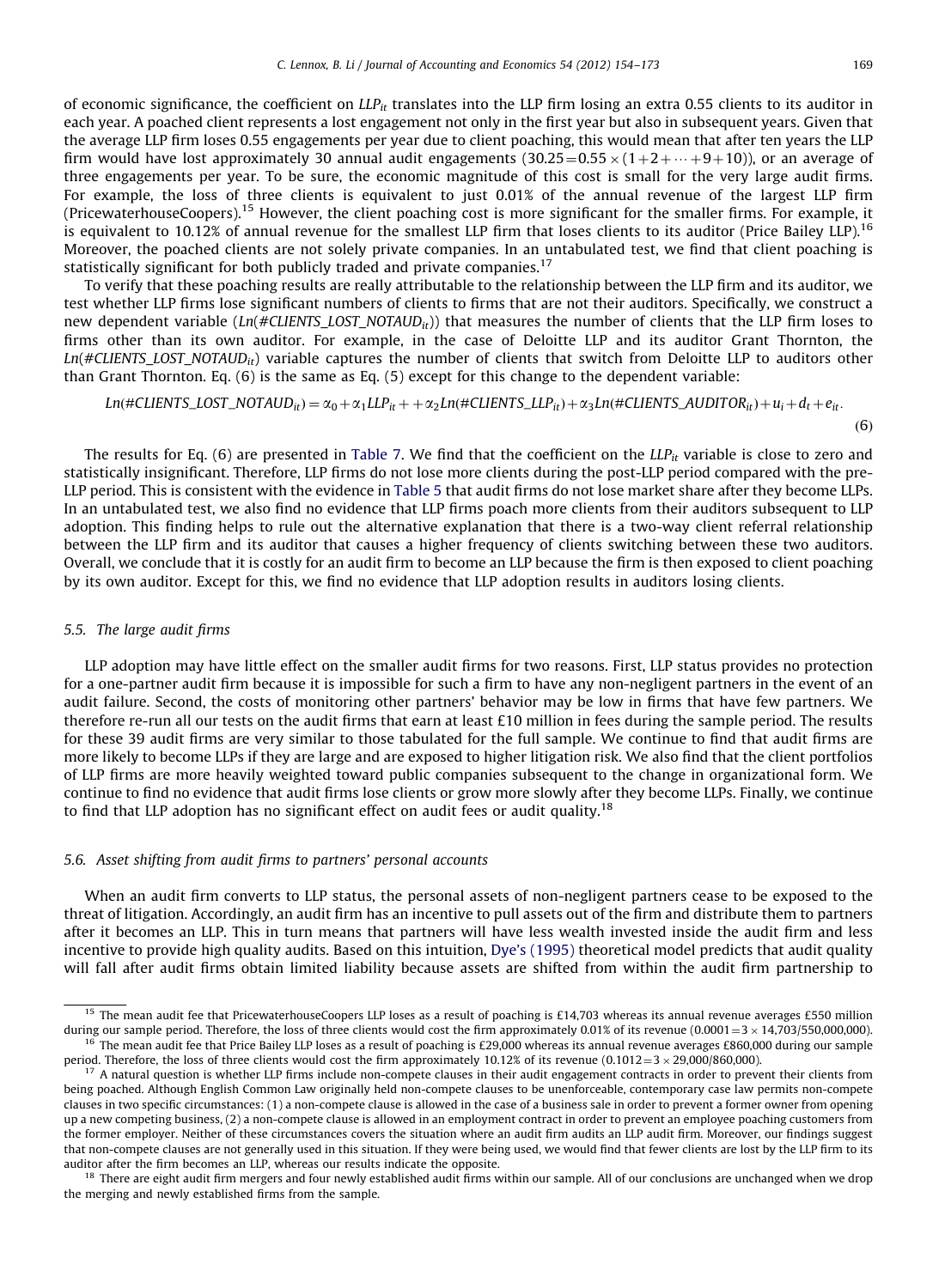of economic significance, the coefficient on $LLP_{it}$ translates into the LLP firm losing an extra 0.55 clients to its auditor in each year. A poached client represents a lost engagement not only in the first year but also in subsequent years. Given that the average LLP firm loses 0.55 engagements per year due to client poaching, this would mean that after ten years the LLP firm would have lost approximately 30 annual audit engagements ($30.25 = 0.55 \times (1+2+\cdots+9+10)$), or an average of three engagements per year. To be sure, the economic magnitude of this cost is small for the very large audit firms. For example, the loss of three clients is equivalent to just 0.01% of the annual revenue of the largest LLP firm (PricewaterhouseCoopers).[15] However, the client poaching cost is more significant for the smaller firms. For example, it is equivalent to 10.12% of annual revenue for the smallest LLP firm that loses clients to its auditor (Price Bailey LLP).[16] Moreover, the poached clients are not solely private companies. In an untabulated test, we find that client poaching is statistically significant for both publicly traded and private companies.[17]

To verify that these poaching results are really attributable to the relationship between the LLP firm and its auditor, we test whether LLP firms lose significant numbers of clients to firms that are not their auditors. Specifically, we construct a new dependent variable ($Ln(\#CLIENTS\_LOST\_NOTAUD_{it})$) that measures the number of clients that the LLP firm loses to firms other than its own auditor. For example, in the case of Deloitte LLP and its auditor Grant Thornton, the $Ln(\#CLIENTS\_LOST\_NOTAUD_{it})$ variable captures the number of clients that switch from Deloitte LLP to auditors other than Grant Thornton. Eq. (6) is the same as Eq. (5) except for this change to the dependent variable:

$$Ln(\#CLIENTS\_LOST\_NOTAUD_{it}) = \alpha_0 + \alpha_1 LLP_{it} + + \alpha_2 Ln(\#CLIENTS\_LLP_{it}) + \alpha_3 Ln(\#CLIENTS\_AUDITOR_{it}) + u_i + d_t + e_{it}. \tag{6}$$

The results for Eq. (6) are presented in Table 7. We find that the coefficient on the $LLP_{it}$ variable is close to zero and statistically insignificant. Therefore, LLP firms do not lose more clients during the post-LLP period compared with the pre-LLP period. This is consistent with the evidence in Table 5 that audit firms do not lose market share after they become LLPs. In an untabulated test, we also find no evidence that LLP firms poach more clients from their auditors subsequent to LLP adoption. This finding helps to rule out the alternative explanation that there is a two-way client referral relationship between the LLP firm and its auditor that causes a higher frequency of clients switching between these two auditors. Overall, we conclude that it is costly for an audit firm to become an LLP because the firm is then exposed to client poaching by its own auditor. Except for this, we find no evidence that LLP adoption results in auditors losing clients.

### 5.5. The large audit firms

LLP adoption may have little effect on the smaller audit firms for two reasons. First, LLP status provides no protection for a one-partner audit firm because it is impossible for such a firm to have any non-negligent partners in the event of an audit failure. Second, the costs of monitoring other partners' behavior may be low in firms that have few partners. We therefore re-run all our tests on the audit firms that earn at least £10 million in fees during the sample period. The results for these 39 audit firms are very similar to those tabulated for the full sample. We continue to find that audit firms are more likely to become LLPs if they are large and are exposed to higher litigation risk. We also find that the client portfolios of LLP firms are more heavily weighted toward public companies subsequent to the change in organizational form. We continue to find no evidence that audit firms lose clients or grow more slowly after they become LLPs. Finally, we continue to find that LLP adoption has no significant effect on audit fees or audit quality.[18]

### 5.6. Asset shifting from audit firms to partners' personal accounts

When an audit firm converts to LLP status, the personal assets of non-negligent partners cease to be exposed to the threat of litigation. Accordingly, an audit firm has an incentive to pull assets out of the firm and distribute them to partners after it becomes an LLP. This in turn means that partners will have less wealth invested inside the audit firm and less incentive to provide high quality audits. Based on this intuition, Dye's (1995) theoretical model predicts that audit quality will fall after audit firms obtain limited liability because assets are shifted from within the audit firm partnership to

---

[15] The mean audit fee that PricewaterhouseCoopers LLP loses as a result of poaching is £14,703 whereas its annual revenue averages £550 million during our sample period. Therefore, the loss of three clients would cost the firm approximately 0.01% of its revenue ($0.0001 = 3 \times 14{,}703/550{,}000{,}000$).

[16] The mean audit fee that Price Bailey LLP loses as a result of poaching is £29,000 whereas its annual revenue averages £860,000 during our sample period. Therefore, the loss of three clients would cost the firm approximately 10.12% of its revenue ($0.1012 = 3 \times 29{,}000/860{,}000$).

[17] A natural question is whether LLP firms include non-compete clauses in their audit engagement contracts in order to prevent their clients from being poached. Although English Common Law originally held non-compete clauses to be unenforceable, contemporary case law permits non-compete clauses in two specific circumstances: (1) a non-compete clause is allowed in the case of a business sale in order to prevent a former owner from opening up a new competing business, (2) a non-compete clause is allowed in an employment contract in order to prevent an employee poaching customers from the former employer. Neither of these circumstances covers the situation where an audit firm audits an LLP audit firm. Moreover, our findings suggest that non-compete clauses are not generally used in this situation. If they were being used, we would find that fewer clients are lost by the LLP firm to its auditor after the firm becomes an LLP, whereas our results indicate the opposite.

[18] There are eight audit firm mergers and four newly established audit firms within our sample. All of our conclusions are unchanged when we drop the merging and newly established firms from the sample.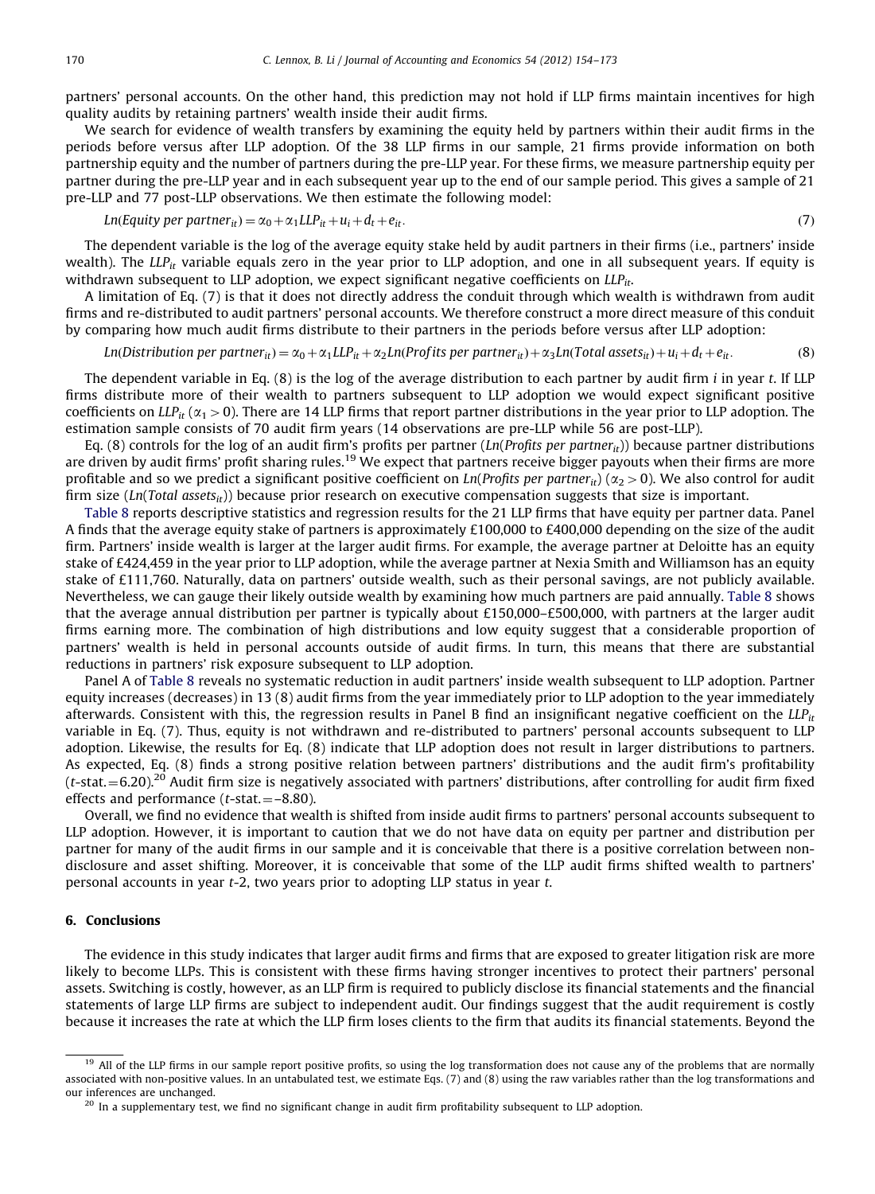partners' personal accounts. On the other hand, this prediction may not hold if LLP firms maintain incentives for high quality audits by retaining partners' wealth inside their audit firms.

We search for evidence of wealth transfers by examining the equity held by partners within their audit firms in the periods before versus after LLP adoption. Of the 38 LLP firms in our sample, 21 firms provide information on both partnership equity and the number of partners during the pre-LLP year. For these firms, we measure partnership equity per partner during the pre-LLP year and in each subsequent year up to the end of our sample period. This gives a sample of 21 pre-LLP and 77 post-LLP observations. We then estimate the following model:

$$Ln(\textit{Equity per partner}_{it}) = \alpha_0 + \alpha_1 LLP_{it} + u_i + d_t + e_{it}. \tag{7}$$

The dependent variable is the log of the average equity stake held by audit partners in their firms (i.e., partners' inside wealth). The $LLP_{it}$ variable equals zero in the year prior to LLP adoption, and one in all subsequent years. If equity is withdrawn subsequent to LLP adoption, we expect significant negative coefficients on $LLP_{it}$.

A limitation of Eq. (7) is that it does not directly address the conduit through which wealth is withdrawn from audit firms and re-distributed to audit partners' personal accounts. We therefore construct a more direct measure of this conduit by comparing how much audit firms distribute to their partners in the periods before versus after LLP adoption:

$$Ln(\textit{Distribution per partner}_{it}) = \alpha_0 + \alpha_1 LLP_{it} + \alpha_2 Ln(\textit{Profits per partner}_{it}) + \alpha_3 Ln(\textit{Total assets}_{it}) + u_i + d_t + e_{it}. \tag{8}$$

The dependent variable in Eq. (8) is the log of the average distribution to each partner by audit firm $i$ in year $t$. If LLP firms distribute more of their wealth to partners subsequent to LLP adoption we would expect significant positive coefficients on $LLP_{it}$ ($\alpha_1 > 0$). There are 14 LLP firms that report partner distributions in the year prior to LLP adoption. The estimation sample consists of 70 audit firm years (14 observations are pre-LLP while 56 are post-LLP).

Eq. (8) controls for the log of an audit firm's profits per partner ($Ln(\textit{Profits per partner}_{it})$) because partner distributions are driven by audit firms' profit sharing rules.[19] We expect that partners receive bigger payouts when their firms are more profitable and so we predict a significant positive coefficient on $Ln(\textit{Profits per partner}_{it})$ ($\alpha_2 > 0$). We also control for audit firm size ($Ln(\textit{Total assets}_{it})$) because prior research on executive compensation suggests that size is important.

Table 8 reports descriptive statistics and regression results for the 21 LLP firms that have equity per partner data. Panel A finds that the average equity stake of partners is approximately £100,000 to £400,000 depending on the size of the audit firm. Partners' inside wealth is larger at the larger audit firms. For example, the average partner at Deloitte has an equity stake of £424,459 in the year prior to LLP adoption, while the average partner at Nexia Smith and Williamson has an equity stake of £111,760. Naturally, data on partners' outside wealth, such as their personal savings, are not publicly available. Nevertheless, we can gauge their likely outside wealth by examining how much partners are paid annually. Table 8 shows that the average annual distribution per partner is typically about £150,000–£500,000, with partners at the larger audit firms earning more. The combination of high distributions and low equity suggest that a considerable proportion of partners' wealth is held in personal accounts outside of audit firms. In turn, this means that there are substantial reductions in partners' risk exposure subsequent to LLP adoption.

Panel A of Table 8 reveals no systematic reduction in audit partners' inside wealth subsequent to LLP adoption. Partner equity increases (decreases) in 13 (8) audit firms from the year immediately prior to LLP adoption to the year immediately afterwards. Consistent with this, the regression results in Panel B find an insignificant negative coefficient on the $LLP_{it}$ variable in Eq. (7). Thus, equity is not withdrawn and re-distributed to partners' personal accounts subsequent to LLP adoption. Likewise, the results for Eq. (8) indicate that LLP adoption does not result in larger distributions to partners. As expected, Eq. (8) finds a strong positive relation between partners' distributions and the audit firm's profitability ($t$-stat. = 6.20).[20] Audit firm size is negatively associated with partners' distributions, after controlling for audit firm fixed effects and performance ($t$-stat. = –8.80).

Overall, we find no evidence that wealth is shifted from inside audit firms to partners' personal accounts subsequent to LLP adoption. However, it is important to caution that we do not have data on equity per partner and distribution per partner for many of the audit firms in our sample and it is conceivable that there is a positive correlation between non-disclosure and asset shifting. Moreover, it is conceivable that some of the LLP audit firms shifted wealth to partners' personal accounts in year $t$-2, two years prior to adopting LLP status in year $t$.

## 6. Conclusions

The evidence in this study indicates that larger audit firms and firms that are exposed to greater litigation risk are more likely to become LLPs. This is consistent with these firms having stronger incentives to protect their partners' personal assets. Switching is costly, however, as an LLP firm is required to publicly disclose its financial statements and the financial statements of large LLP firms are subject to independent audit. Our findings suggest that the audit requirement is costly because it increases the rate at which the LLP firm loses clients to the firm that audits its financial statements. Beyond the

---

[19] All of the LLP firms in our sample report positive profits, so using the log transformation does not cause any of the problems that are normally associated with non-positive values. In an untabulated test, we estimate Eqs. (7) and (8) using the raw variables rather than the log transformations and our inferences are unchanged.

[20] In a supplementary test, we find no significant change in audit firm profitability subsequent to LLP adoption.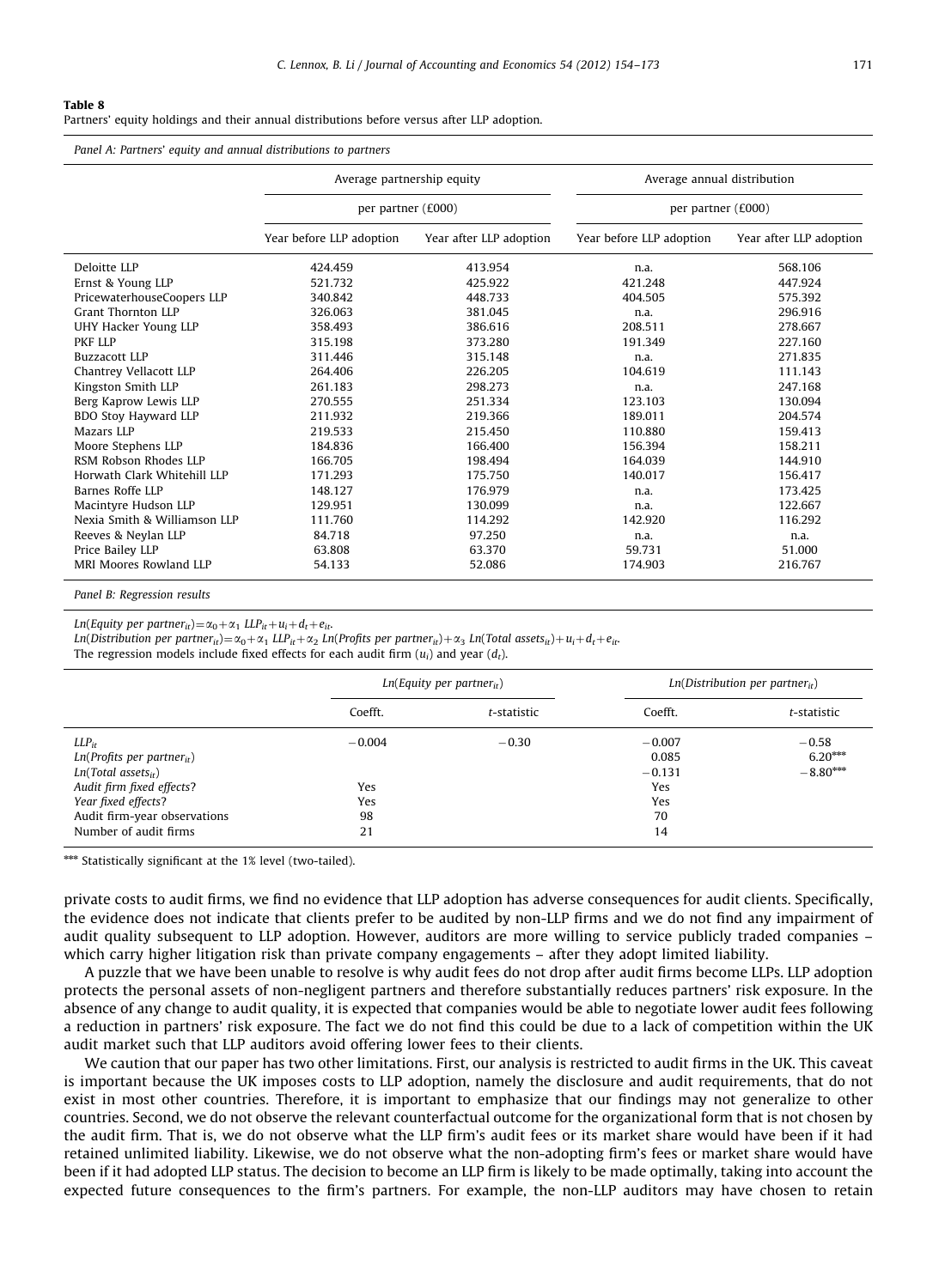**Table 8**

Partners' equity holdings and their annual distributions before versus after LLP adoption.

*Panel A: Partners' equity and annual distributions to partners*

| | Average partnership equity per partner (£000) | | Average annual distribution per partner (£000) | |
|---|---|---|---|---|
| | Year before LLP adoption | Year after LLP adoption | Year before LLP adoption | Year after LLP adoption |
| Deloitte LLP | 424.459 | 413.954 | n.a. | 568.106 |
| Ernst & Young LLP | 521.732 | 425.922 | 421.248 | 447.924 |
| PricewaterhouseCoopers LLP | 340.842 | 448.733 | 404.505 | 575.392 |
| Grant Thornton LLP | 326.063 | 381.045 | n.a. | 296.916 |
| UHY Hacker Young LLP | 358.493 | 386.616 | 208.511 | 278.667 |
| PKF LLP | 315.198 | 373.280 | 191.349 | 227.160 |
| Buzzacott LLP | 311.446 | 315.148 | n.a. | 271.835 |
| Chantrey Vellacott LLP | 264.406 | 226.205 | 104.619 | 111.143 |
| Kingston Smith LLP | 261.183 | 298.273 | n.a. | 247.168 |
| Berg Kaprow Lewis LLP | 270.555 | 251.334 | 123.103 | 130.094 |
| BDO Stoy Hayward LLP | 211.932 | 219.366 | 189.011 | 204.574 |
| Mazars LLP | 219.533 | 215.450 | 110.880 | 159.413 |
| Moore Stephens LLP | 184.836 | 166.400 | 156.394 | 158.211 |
| RSM Robson Rhodes LLP | 166.705 | 198.494 | 164.039 | 144.910 |
| Horwath Clark Whitehill LLP | 171.293 | 175.750 | 140.017 | 156.417 |
| Barnes Roffe LLP | 148.127 | 176.979 | n.a. | 173.425 |
| Macintyre Hudson LLP | 129.951 | 130.099 | n.a. | 122.667 |
| Nexia Smith & Williamson LLP | 111.760 | 114.292 | 142.920 | 116.292 |
| Reeves & Neylan LLP | 84.718 | 97.250 | n.a. | n.a. |
| Price Bailey LLP | 63.808 | 63.370 | 59.731 | 51.000 |
| MRI Moores Rowland LLP | 54.133 | 52.086 | 174.903 | 216.767 |

*Panel B: Regression results*

$Ln(Equity\ per\ partner_{it}) = \alpha_0 + \alpha_1\ LLP_{it} + u_i + d_t + e_{it}$.

$Ln(Distribution\ per\ partner_{it}) = \alpha_0 + \alpha_1\ LLP_{it} + \alpha_2\ Ln(Profits\ per\ partner_{it}) + \alpha_3\ Ln(Total\ assets_{it}) + u_i + d_t + e_{it}$.

The regression models include fixed effects for each audit firm ($u_i$) and year ($d_t$).

| | $Ln(Equity\ per\ partner_{it})$ | | $Ln(Distribution\ per\ partner_{it})$ | |
|---|---|---|---|---|
| | Coefft. | *t*-statistic | Coefft. | *t*-statistic |
| $LLP_{it}$ | −0.004 | −0.30 | −0.007 | −0.58 |
| $Ln(Profits\ per\ partner_{it})$ | | | 0.085 | 6.20*** |
| $Ln(Total\ assets_{it})$ | | | −0.131 | −8.80*** |
| *Audit firm fixed effects?* | Yes | | Yes | |
| *Year fixed effects?* | Yes | | Yes | |
| Audit firm-year observations | 98 | | 70 | |
| Number of audit firms | 21 | | 14 | |

*** Statistically significant at the 1% level (two-tailed).

private costs to audit firms, we find no evidence that LLP adoption has adverse consequences for audit clients. Specifically, the evidence does not indicate that clients prefer to be audited by non-LLP firms and we do not find any impairment of audit quality subsequent to LLP adoption. However, auditors are more willing to service publicly traded companies – which carry higher litigation risk than private company engagements – after they adopt limited liability.

A puzzle that we have been unable to resolve is why audit fees do not drop after audit firms become LLPs. LLP adoption protects the personal assets of non-negligent partners and therefore substantially reduces partners' risk exposure. In the absence of any change to audit quality, it is expected that companies would be able to negotiate lower audit fees following a reduction in partners' risk exposure. The fact we do not find this could be due to a lack of competition within the UK audit market such that LLP auditors avoid offering lower fees to their clients.

We caution that our paper has two other limitations. First, our analysis is restricted to audit firms in the UK. This caveat is important because the UK imposes costs to LLP adoption, namely the disclosure and audit requirements, that do not exist in most other countries. Therefore, it is important to emphasize that our findings may not generalize to other countries. Second, we do not observe the relevant counterfactual outcome for the organizational form that is not chosen by the audit firm. That is, we do not observe what the LLP firm's audit fees or its market share would have been if it had retained unlimited liability. Likewise, we do not observe what the non-adopting firm's fees or market share would have been if it had adopted LLP status. The decision to become an LLP firm is likely to be made optimally, taking into account the expected future consequences to the firm's partners. For example, the non-LLP auditors may have chosen to retain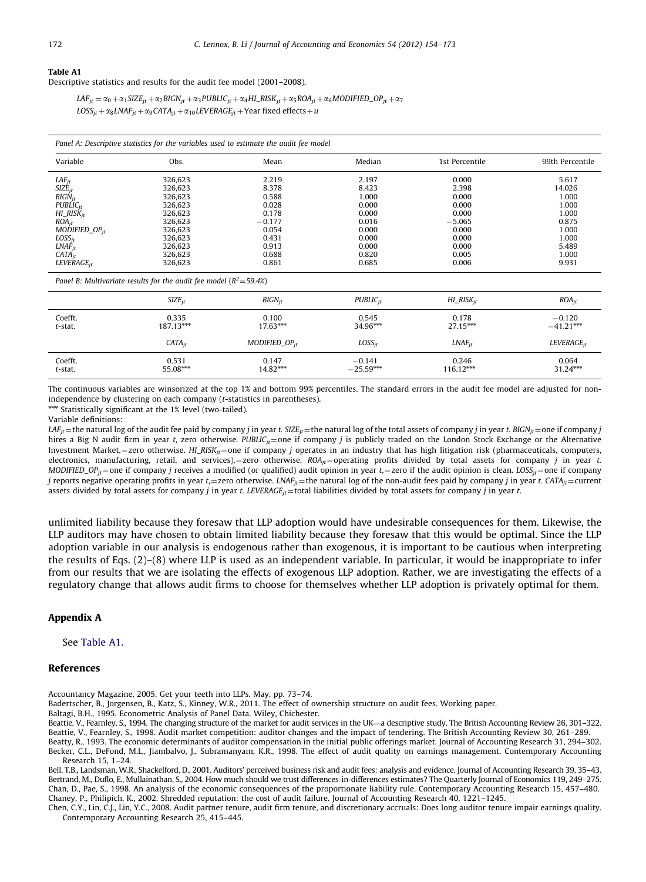**Table A1**
Descriptive statistics and results for the audit fee model (2001–2008).

$$LAF_{jt} = \alpha_0 + \alpha_1 SIZE_{jt} + \alpha_2 BIGN_{jt} + \alpha_3 PUBLIC_{jt} + \alpha_4 HI\_RISK_{jt} + \alpha_5 ROA_{jt} + \alpha_6 MODIFIED\_OP_{jt} + \alpha_7 LOSS_{jt} + \alpha_8 LNAF_{jt} + \alpha_9 CATA_{jt} + \alpha_{10} LEVERAGE_{jt} + \text{Year fixed effects} + u$$

*Panel A: Descriptive statistics for the variables used to estimate the audit fee model*

| Variable | Obs. | Mean | Median | 1st Percentile | 99th Percentile |
|---|---|---|---|---|---|
| $LAF_{jt}$ | 326,623 | 2.219 | 2.197 | 0.000 | 5.617 |
| $SIZE_{jt}$ | 326,623 | 8.378 | 8.423 | 2.398 | 14.026 |
| $BIGN_{jt}$ | 326,623 | 0.588 | 1.000 | 0.000 | 1.000 |
| $PUBLIC_{jt}$ | 326,623 | 0.028 | 0.000 | 0.000 | 1.000 |
| $HI\_RISK_{jt}$ | 326,623 | 0.178 | 0.000 | 0.000 | 1.000 |
| $ROA_{jt}$ | 326,623 | −0.177 | 0.016 | −5.065 | 0.875 |
| $MODIFIED\_OP_{jt}$ | 326,623 | 0.054 | 0.000 | 0.000 | 1.000 |
| $LOSS_{jt}$ | 326,623 | 0.431 | 0.000 | 0.000 | 1.000 |
| $LNAF_{jt}$ | 326,623 | 0.913 | 0.000 | 0.000 | 5.489 |
| $CATA_{jt}$ | 326,623 | 0.688 | 0.820 | 0.005 | 1.000 |
| $LEVERAGE_{jt}$ | 326,623 | 0.861 | 0.685 | 0.006 | 9.931 |

*Panel B: Multivariate results for the audit fee model ($R^2$=59.4%)*

| | $SIZE_{jt}$ | $BIGN_{jt}$ | $PUBLIC_{jt}$ | $HI\_RISK_{jt}$ | $ROA_{jt}$ |
|---|---|---|---|---|---|
| Coefft. | 0.335 | 0.100 | 0.545 | 0.178 | −0.120 |
| *t*-stat. | 187.13*** | 17.63*** | 34.96*** | 27.15*** | −41.21*** |
| | $CATA_{jt}$ | $MODIFIED\_OP_{jt}$ | $LOSS_{jt}$ | $LNAF_{jt}$ | $LEVERAGE_{jt}$ |
| Coefft. | 0.531 | 0.147 | −0.141 | 0.246 | 0.064 |
| *t*-stat. | 55.08*** | 14.82*** | −25.59*** | 116.12*** | 31.24*** |

The continuous variables are winsorized at the top 1% and bottom 99% percentiles. The standard errors in the audit fee model are adjusted for non-independence by clustering on each company (*t*-statistics in parentheses).

*** Statistically significant at the 1% level (two-tailed).

Variable definitions:

$LAF_{jt}$=the natural log of the audit fee paid by company *j* in year *t*. $SIZE_{jt}$=the natural log of the total assets of company *j* in year *t*. $BIGN_{jt}$=one if company *j* hires a Big N audit firm in year *t*, zero otherwise. $PUBLIC_{jt}$=one if company *j* is publicly traded on the London Stock Exchange or the Alternative Investment Market,=zero otherwise. $HI\_RISK_{jt}$=one if company *j* operates in an industry that has high litigation risk (pharmaceuticals, computers, electronics, manufacturing, retail, and services),=zero otherwise. $ROA_{jt}$=operating profits divided by total assets for company *j* in year *t*. $MODIFIED\_OP_{jt}$=one if company *j* receives a modified (or qualified) audit opinion in year *t*,=zero if the audit opinion is clean. $LOSS_{jt}$=one if company *j* reports negative operating profits in year *t*,=zero otherwise. $LNAF_{jt}$=the natural log of the non-audit fees paid by company *j* in year *t*. $CATA_{jt}$=current assets divided by total assets for company *j* in year *t*. $LEVERAGE_{jt}$=total liabilities divided by total assets for company *j* in year *t*.

unlimited liability because they foresaw that LLP adoption would have undesirable consequences for them. Likewise, the LLP auditors may have chosen to obtain limited liability because they foresaw that this would be optimal. Since the LLP adoption variable in our analysis is endogenous rather than exogenous, it is important to be cautious when interpreting the results of Eqs. (2)–(8) where LLP is used as an independent variable. In particular, it would be inappropriate to infer from our results that we are isolating the effects of exogenous LLP adoption. Rather, we are investigating the effects of a regulatory change that allows audit firms to choose for themselves whether LLP adoption is privately optimal for them.

## Appendix A

See Table A1.

## References

Accountancy Magazine, 2005. Get your teeth into LLPs. May, pp. 73–74.

Badertscher, B., Jorgensen, B., Katz, S., Kinney, W.R., 2011. The effect of ownership structure on audit fees. Working paper.

Baltagi, B.H., 1995. Econometric Analysis of Panel Data. Wiley, Chichester.

Beattie, V., Fearnley, S., 1994. The changing structure of the market for audit services in the UK—a descriptive study. The British Accounting Review 26, 301–322.

Beattie, V., Fearnley, S., 1998. Audit market competition: auditor changes and the impact of tendering. The British Accounting Review 30, 261–289.

Beatty, R., 1993. The economic determinants of auditor compensation in the initial public offerings market. Journal of Accounting Research 31, 294–302.

Becker, C.L., DeFond, M.L., Jiambalvo, J., Subramanyam, K.R., 1998. The effect of audit quality on earnings management. Contemporary Accounting Research 15, 1–24.

Bell, T.B., Landsman, W.R., Shackelford, D., 2001. Auditors' perceived business risk and audit fees: analysis and evidence. Journal of Accounting Research 39, 35–43.

Bertrand, M., Duflo, E., Mullainathan, S., 2004. How much should we trust differences-in-differences estimates? The Quarterly Journal of Economics 119, 249–275.

Chan, D., Pae, S., 1998. An analysis of the economic consequences of the proportionate liability rule. Contemporary Accounting Research 15, 457–480.

Chaney, P., Philipich, K., 2002. Shredded reputation: the cost of audit failure. Journal of Accounting Research 40, 1221–1245.

Chen, C.Y., Lin, C.J., Lin, Y.C., 2008. Audit partner tenure, audit firm tenure, and discretionary accruals: Does long auditor tenure impair earnings quality. Contemporary Accounting Research 25, 415–445.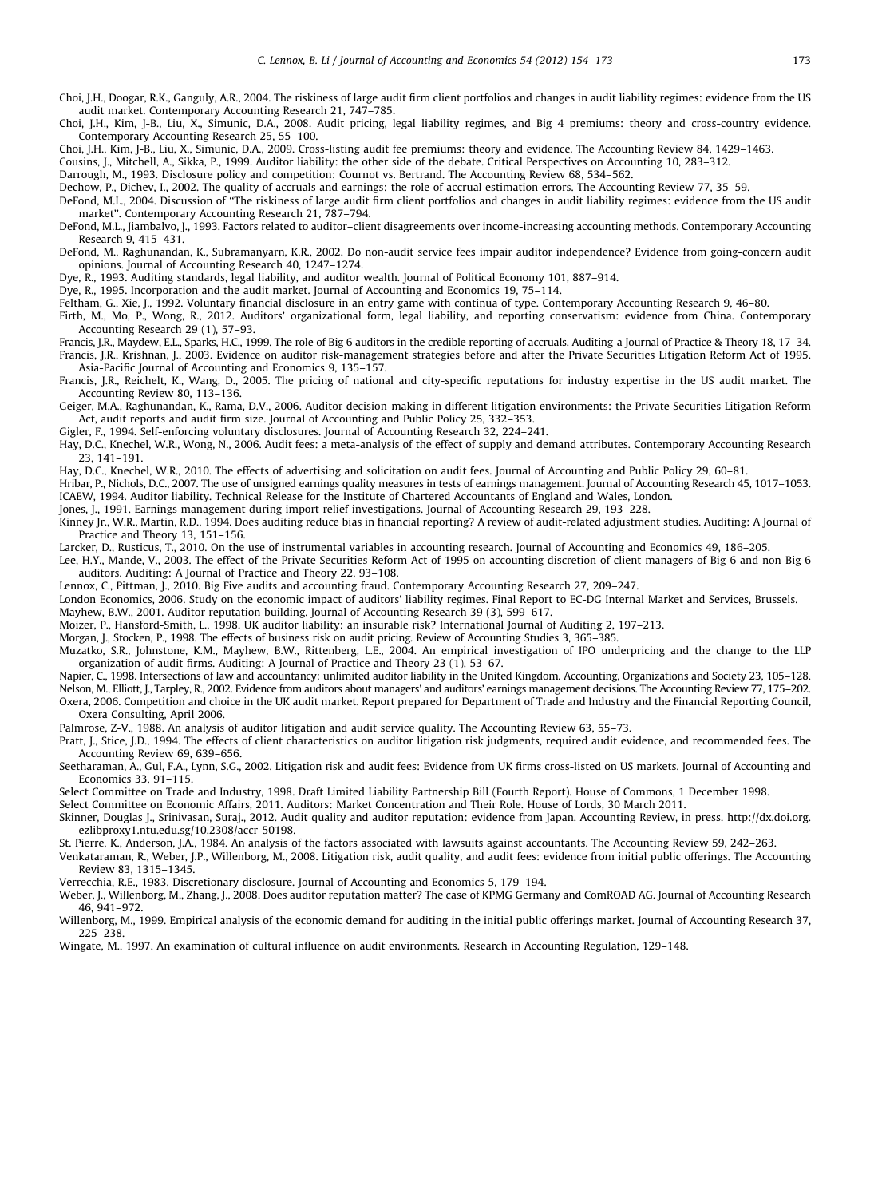Choi, J.H., Doogar, R.K., Ganguly, A.R., 2004. The riskiness of large audit firm client portfolios and changes in audit liability regimes: evidence from the US audit market. Contemporary Accounting Research 21, 747–785.

Choi, J.H., Kim, J-B., Liu, X., Simunic, D.A., 2008. Audit pricing, legal liability regimes, and Big 4 premiums: theory and cross-country evidence. Contemporary Accounting Research 25, 55–100.

Choi, J.H., Kim, J-B., Liu, X., Simunic, D.A., 2009. Cross-listing audit fee premiums: theory and evidence. The Accounting Review 84, 1429–1463.

Cousins, J., Mitchell, A., Sikka, P., 1999. Auditor liability: the other side of the debate. Critical Perspectives on Accounting 10, 283–312.

Darrough, M., 1993. Disclosure policy and competition: Cournot vs. Bertrand. The Accounting Review 68, 534–562.

Dechow, P., Dichev, I., 2002. The quality of accruals and earnings: the role of accrual estimation errors. The Accounting Review 77, 35–59.

DeFond, M.L., 2004. Discussion of "The riskiness of large audit firm client portfolios and changes in audit liability regimes: evidence from the US audit market". Contemporary Accounting Research 21, 787–794.

DeFond, M.L., Jiambalvo, J., 1993. Factors related to auditor–client disagreements over income-increasing accounting methods. Contemporary Accounting Research 9, 415–431.

DeFond, M., Raghunandan, K., Subramanyarn, K.R., 2002. Do non-audit service fees impair auditor independence? Evidence from going-concern audit opinions. Journal of Accounting Research 40, 1247–1274.

Dye, R., 1993. Auditing standards, legal liability, and auditor wealth. Journal of Political Economy 101, 887–914.

Dye, R., 1995. Incorporation and the audit market. Journal of Accounting and Economics 19, 75–114.

Feltham, G., Xie, J., 1992. Voluntary financial disclosure in an entry game with continua of type. Contemporary Accounting Research 9, 46–80.

Firth, M., Mo, P., Wong, R., 2012. Auditors' organizational form, legal liability, and reporting conservatism: evidence from China. Contemporary Accounting Research 29 (1), 57–93.

Francis, J.R., Maydew, E.L., Sparks, H.C., 1999. The role of Big 6 auditors in the credible reporting of accruals. Auditing-a Journal of Practice & Theory 18, 17–34.

Francis, J.R., Krishnan, J., 2003. Evidence on auditor risk-management strategies before and after the Private Securities Litigation Reform Act of 1995. Asia-Pacific Journal of Accounting and Economics 9, 135–157.

Francis, J.R., Reichelt, K., Wang, D., 2005. The pricing of national and city-specific reputations for industry expertise in the US audit market. The Accounting Review 80, 113–136.

Geiger, M.A., Raghunandan, K., Rama, D.V., 2006. Auditor decision-making in different litigation environments: the Private Securities Litigation Reform Act, audit reports and audit firm size. Journal of Accounting and Public Policy 25, 332–353.

Gigler, F., 1994. Self-enforcing voluntary disclosures. Journal of Accounting Research 32, 224–241.

Hay, D.C., Knechel, W.R., Wong, N., 2006. Audit fees: a meta-analysis of the effect of supply and demand attributes. Contemporary Accounting Research 23, 141–191.

Hay, D.C., Knechel, W.R., 2010. The effects of advertising and solicitation on audit fees. Journal of Accounting and Public Policy 29, 60–81.

Hribar, P., Nichols, D.C., 2007. The use of unsigned earnings quality measures in tests of earnings management. Journal of Accounting Research 45, 1017–1053.

ICAEW, 1994. Auditor liability. Technical Release for the Institute of Chartered Accountants of England and Wales, London.

Jones, J., 1991. Earnings management during import relief investigations. Journal of Accounting Research 29, 193–228.

Kinney Jr., W.R., Martin, R.D., 1994. Does auditing reduce bias in financial reporting? A review of audit-related adjustment studies. Auditing: A Journal of Practice and Theory 13, 151–156.

Larcker, D., Rusticus, T., 2010. On the use of instrumental variables in accounting research. Journal of Accounting and Economics 49, 186–205.

Lee, H.Y., Mande, V., 2003. The effect of the Private Securities Reform Act of 1995 on accounting discretion of client managers of Big-6 and non-Big 6 auditors. Auditing: A Journal of Practice and Theory 22, 93–108.

Lennox, C., Pittman, J., 2010. Big Five audits and accounting fraud. Contemporary Accounting Research 27, 209–247.

London Economics, 2006. Study on the economic impact of auditors' liability regimes. Final Report to EC-DG Internal Market and Services, Brussels.

Mayhew, B.W., 2001. Auditor reputation building. Journal of Accounting Research 39 (3), 599–617.

Moizer, P., Hansford-Smith, L., 1998. UK auditor liability: an insurable risk? International Journal of Auditing 2, 197–213.

Morgan, J., Stocken, P., 1998. The effects of business risk on audit pricing. Review of Accounting Studies 3, 365–385.

Muzatko, S.R., Johnstone, K.M., Mayhew, B.W., Rittenberg, L.E., 2004. An empirical investigation of IPO underpricing and the change to the LLP organization of audit firms. Auditing: A Journal of Practice and Theory 23 (1), 53–67.

Napier, C., 1998. Intersections of law and accountancy: unlimited auditor liability in the United Kingdom. Accounting, Organizations and Society 23, 105–128.

Nelson, M., Elliott, J., Tarpley, R., 2002. Evidence from auditors about managers' and auditors' earnings management decisions. The Accounting Review 77, 175–202.

Oxera, 2006. Competition and choice in the UK audit market. Report prepared for Department of Trade and Industry and the Financial Reporting Council, Oxera Consulting, April 2006.

Palmrose, Z-V., 1988. An analysis of auditor litigation and audit service quality. The Accounting Review 63, 55–73.

Pratt, J., Stice, J.D., 1994. The effects of client characteristics on auditor litigation risk judgments, required audit evidence, and recommended fees. The Accounting Review 69, 639–656.

Seetharaman, A., Gul, F.A., Lynn, S.G., 2002. Litigation risk and audit fees: Evidence from UK firms cross-listed on US markets. Journal of Accounting and Economics 33, 91–115.

Select Committee on Trade and Industry, 1998. Draft Limited Liability Partnership Bill (Fourth Report). House of Commons, 1 December 1998.

Select Committee on Economic Affairs, 2011. Auditors: Market Concentration and Their Role. House of Lords, 30 March 2011.

Skinner, Douglas J., Srinivasan, Suraj., 2012. Audit quality and auditor reputation: evidence from Japan. Accounting Review, in press. http://dx.doi.org.ezlibproxy1.ntu.edu.sg/10.2308/accr-50198.

St. Pierre, K., Anderson, J.A., 1984. An analysis of the factors associated with lawsuits against accountants. The Accounting Review 59, 242–263.

Venkataraman, R., Weber, J.P., Willenborg, M., 2008. Litigation risk, audit quality, and audit fees: evidence from initial public offerings. The Accounting Review 83, 1315–1345.

Verrecchia, R.E., 1983. Discretionary disclosure. Journal of Accounting and Economics 5, 179–194.

Weber, J., Willenborg, M., Zhang, J., 2008. Does auditor reputation matter? The case of KPMG Germany and ComROAD AG. Journal of Accounting Research 46, 941–972.

Willenborg, M., 1999. Empirical analysis of the economic demand for auditing in the initial public offerings market. Journal of Accounting Research 37, 225–238.

Wingate, M., 1997. An examination of cultural influence on audit environments. Research in Accounting Regulation, 129–148.